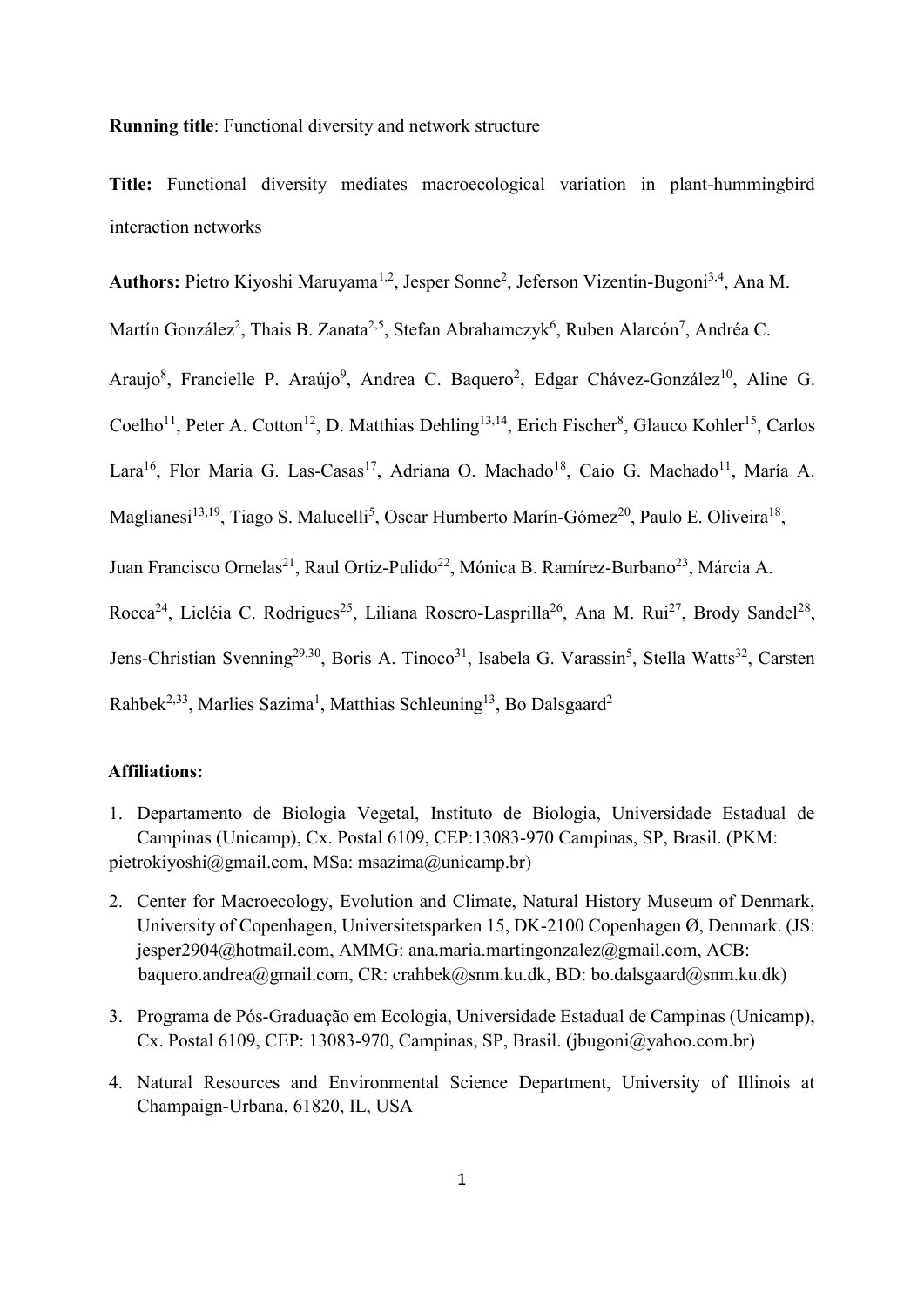**Running title**: Functional diversity and network structure

**Title:** Functional diversity mediates macroecological variation in plant-hummingbird interaction networks

**Authors:** Pietro Kiyoshi Maruyama[1,2], Jesper Sonne[2], Jeferson Vizentin-Bugoni[3,4], Ana M. Martín González[2], Thais B. Zanata[2,5], Stefan Abrahamczyk[6], Ruben Alarcón[7], Andréa C. Araujo[8], Francielle P. Araújo[9], Andrea C. Baquero[2], Edgar Chávez-González[10], Aline G. Coelho[11], Peter A. Cotton[12], D. Matthias Dehling[13,14], Erich Fischer[8], Glauco Kohler[15], Carlos Lara[16], Flor Maria G. Las-Casas[17], Adriana O. Machado[18], Caio G. Machado[11], María A. Maglianesi[13,19], Tiago S. Malucelli[5], Oscar Humberto Marín-Gómez[20], Paulo E. Oliveira[18], Juan Francisco Ornelas[21], Raul Ortiz-Pulido[22], Mónica B. Ramírez-Burbano[23], Márcia A. Rocca[24], Licléia C. Rodrigues[25], Liliana Rosero-Lasprilla[26], Ana M. Rui[27], Brody Sandel[28], Jens-Christian Svenning[29,30], Boris A. Tinoco[31], Isabela G. Varassin[5], Stella Watts[32], Carsten Rahbek[2,33], Marlies Sazima[1], Matthias Schleuning[13], Bo Dalsgaard[2]

**Affiliations:**

1. Departamento de Biologia Vegetal, Instituto de Biologia, Universidade Estadual de Campinas (Unicamp), Cx. Postal 6109, CEP:13083-970 Campinas, SP, Brasil. (PKM: pietrokiyoshi@gmail.com, MSa: msazima@unicamp.br)
2. Center for Macroecology, Evolution and Climate, Natural History Museum of Denmark, University of Copenhagen, Universitetsparken 15, DK-2100 Copenhagen Ø, Denmark. (JS: jesper2904@hotmail.com, AMMG: ana.maria.martingonzalez@gmail.com, ACB: baquero.andrea@gmail.com, CR: crahbek@snm.ku.dk, BD: bo.dalsgaard@snm.ku.dk)
3. Programa de Pós-Graduação em Ecologia, Universidade Estadual de Campinas (Unicamp), Cx. Postal 6109, CEP: 13083-970, Campinas, SP, Brasil. (jbugoni@yahoo.com.br)
4. Natural Resources and Environmental Science Department, University of Illinois at Champaign-Urbana, 61820, IL, USA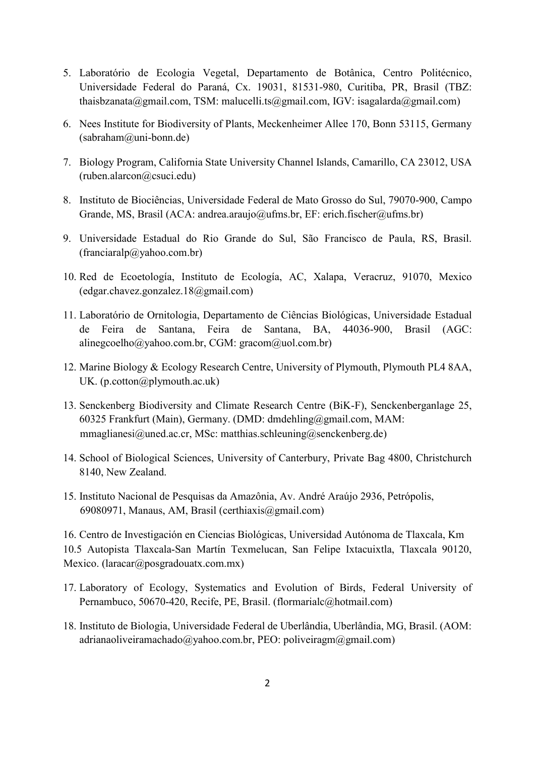5. Laboratório de Ecologia Vegetal, Departamento de Botânica, Centro Politécnico, Universidade Federal do Paraná, Cx. 19031, 81531-980, Curitiba, PR, Brasil (TBZ: thaisbzanata@gmail.com, TSM: malucelli.ts@gmail.com, IGV: isagalarda@gmail.com)

6. Nees Institute for Biodiversity of Plants, Meckenheimer Allee 170, Bonn 53115, Germany (sabraham@uni-bonn.de)

7. Biology Program, California State University Channel Islands, Camarillo, CA 23012, USA (ruben.alarcon@csuci.edu)

8. Instituto de Biociências, Universidade Federal de Mato Grosso do Sul, 79070-900, Campo Grande, MS, Brasil (ACA: andrea.araujo@ufms.br, EF: erich.fischer@ufms.br)

9. Universidade Estadual do Rio Grande do Sul, São Francisco de Paula, RS, Brasil. (franciaralp@yahoo.com.br)

10. Red de Ecoetología, Instituto de Ecología, AC, Xalapa, Veracruz, 91070, Mexico (edgar.chavez.gonzalez.18@gmail.com)

11. Laboratório de Ornitologia, Departamento de Ciências Biológicas, Universidade Estadual de Feira de Santana, Feira de Santana, BA, 44036-900, Brasil (AGC: alinegcoelho@yahoo.com.br, CGM: gracom@uol.com.br)

12. Marine Biology & Ecology Research Centre, University of Plymouth, Plymouth PL4 8AA, UK. (p.cotton@plymouth.ac.uk)

13. Senckenberg Biodiversity and Climate Research Centre (BiK-F), Senckenberganlage 25, 60325 Frankfurt (Main), Germany. (DMD: dmdehling@gmail.com, MAM: mmaglianesi@uned.ac.cr, MSc: matthias.schleuning@senckenberg.de)

14. School of Biological Sciences, University of Canterbury, Private Bag 4800, Christchurch 8140, New Zealand.

15. Instituto Nacional de Pesquisas da Amazônia, Av. André Araújo 2936, Petrópolis, 69080971, Manaus, AM, Brasil (certhiaxis@gmail.com)

16. Centro de Investigación en Ciencias Biológicas, Universidad Autónoma de Tlaxcala, Km 10.5 Autopista Tlaxcala-San Martín Texmelucan, San Felipe Ixtacuixtla, Tlaxcala 90120, Mexico. (laracar@posgradouatx.com.mx)

17. Laboratory of Ecology, Systematics and Evolution of Birds, Federal University of Pernambuco, 50670-420, Recife, PE, Brasil. (flormarialc@hotmail.com)

18. Instituto de Biologia, Universidade Federal de Uberlândia, Uberlândia, MG, Brasil. (AOM: adrianaoliveiramachado@yahoo.com.br, PEO: poliveiragm@gmail.com)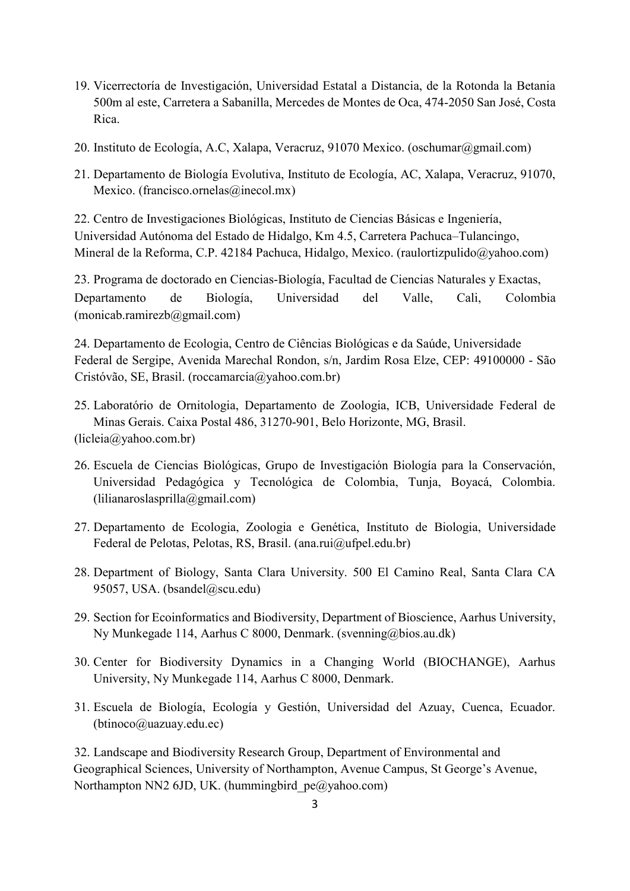19. Vicerrectoría de Investigación, Universidad Estatal a Distancia, de la Rotonda la Betania 500m al este, Carretera a Sabanilla, Mercedes de Montes de Oca, 474-2050 San José, Costa Rica.

20. Instituto de Ecología, A.C, Xalapa, Veracruz, 91070 Mexico. (oschumar@gmail.com)

21. Departamento de Biología Evolutiva, Instituto de Ecología, AC, Xalapa, Veracruz, 91070, Mexico. (francisco.ornelas@inecol.mx)

22. Centro de Investigaciones Biológicas, Instituto de Ciencias Básicas e Ingeniería, Universidad Autónoma del Estado de Hidalgo, Km 4.5, Carretera Pachuca–Tulancingo, Mineral de la Reforma, C.P. 42184 Pachuca, Hidalgo, Mexico. (raulortizpulido@yahoo.com)

23. Programa de doctorado en Ciencias-Biología, Facultad de Ciencias Naturales y Exactas, Departamento de Biología, Universidad del Valle, Cali, Colombia (monicab.ramirezb@gmail.com)

24. Departamento de Ecologia, Centro de Ciências Biológicas e da Saúde, Universidade Federal de Sergipe, Avenida Marechal Rondon, s/n, Jardim Rosa Elze, CEP: 49100000 - São Cristóvão, SE, Brasil. (roccamarcia@yahoo.com.br)

25. Laboratório de Ornitologia, Departamento de Zoologia, ICB, Universidade Federal de Minas Gerais. Caixa Postal 486, 31270-901, Belo Horizonte, MG, Brasil. (licleia@yahoo.com.br)

26. Escuela de Ciencias Biológicas, Grupo de Investigación Biología para la Conservación, Universidad Pedagógica y Tecnológica de Colombia, Tunja, Boyacá, Colombia. (lilianaroslasprilla@gmail.com)

27. Departamento de Ecologia, Zoologia e Genética, Instituto de Biologia, Universidade Federal de Pelotas, Pelotas, RS, Brasil. (ana.rui@ufpel.edu.br)

28. Department of Biology, Santa Clara University. 500 El Camino Real, Santa Clara CA 95057, USA. (bsandel@scu.edu)

29. Section for Ecoinformatics and Biodiversity, Department of Bioscience, Aarhus University, Ny Munkegade 114, Aarhus C 8000, Denmark. (svenning@bios.au.dk)

30. Center for Biodiversity Dynamics in a Changing World (BIOCHANGE), Aarhus University, Ny Munkegade 114, Aarhus C 8000, Denmark.

31. Escuela de Biología, Ecología y Gestión, Universidad del Azuay, Cuenca, Ecuador. (btinoco@uazuay.edu.ec)

32. Landscape and Biodiversity Research Group, Department of Environmental and Geographical Sciences, University of Northampton, Avenue Campus, St George's Avenue, Northampton NN2 6JD, UK. (hummingbird_pe@yahoo.com)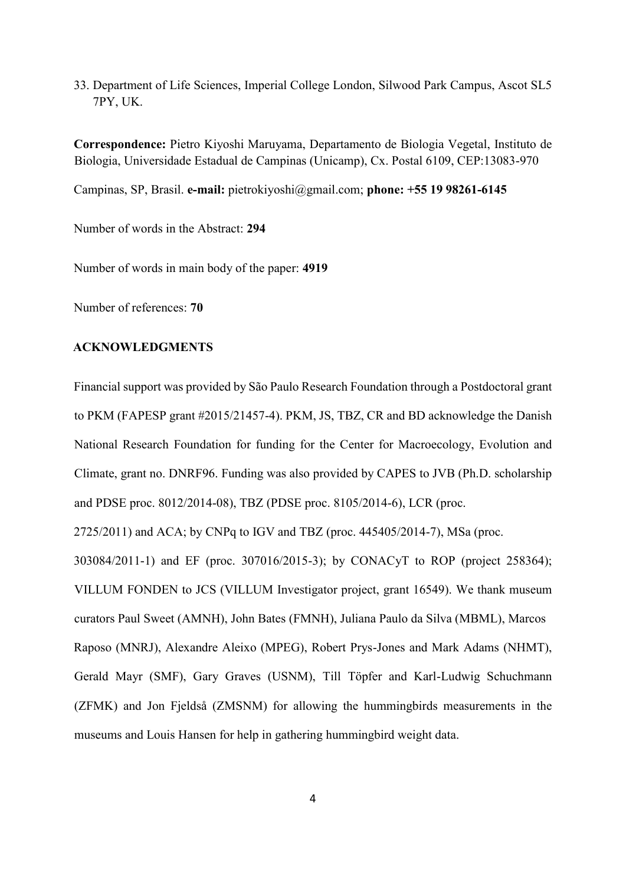33. Department of Life Sciences, Imperial College London, Silwood Park Campus, Ascot SL5 7PY, UK.

**Correspondence:** Pietro Kiyoshi Maruyama, Departamento de Biologia Vegetal, Instituto de Biologia, Universidade Estadual de Campinas (Unicamp), Cx. Postal 6109, CEP:13083-970

Campinas, SP, Brasil. **e-mail:** pietrokiyoshi@gmail.com; **phone: +55 19 98261-6145**

Number of words in the Abstract: **294**

Number of words in main body of the paper: **4919**

Number of references: **70**

## ACKNOWLEDGMENTS

Financial support was provided by São Paulo Research Foundation through a Postdoctoral grant to PKM (FAPESP grant #2015/21457-4). PKM, JS, TBZ, CR and BD acknowledge the Danish National Research Foundation for funding for the Center for Macroecology, Evolution and Climate, grant no. DNRF96. Funding was also provided by CAPES to JVB (Ph.D. scholarship and PDSE proc. 8012/2014-08), TBZ (PDSE proc. 8105/2014-6), LCR (proc. 2725/2011) and ACA; by CNPq to IGV and TBZ (proc. 445405/2014-7), MSa (proc. 303084/2011-1) and EF (proc. 307016/2015-3); by CONACyT to ROP (project 258364); VILLUM FONDEN to JCS (VILLUM Investigator project, grant 16549). We thank museum curators Paul Sweet (AMNH), John Bates (FMNH), Juliana Paulo da Silva (MBML), Marcos Raposo (MNRJ), Alexandre Aleixo (MPEG), Robert Prys-Jones and Mark Adams (NHMT), Gerald Mayr (SMF), Gary Graves (USNM), Till Töpfer and Karl-Ludwig Schuchmann (ZFMK) and Jon Fjeldså (ZMSNM) for allowing the hummingbirds measurements in the museums and Louis Hansen for help in gathering hummingbird weight data.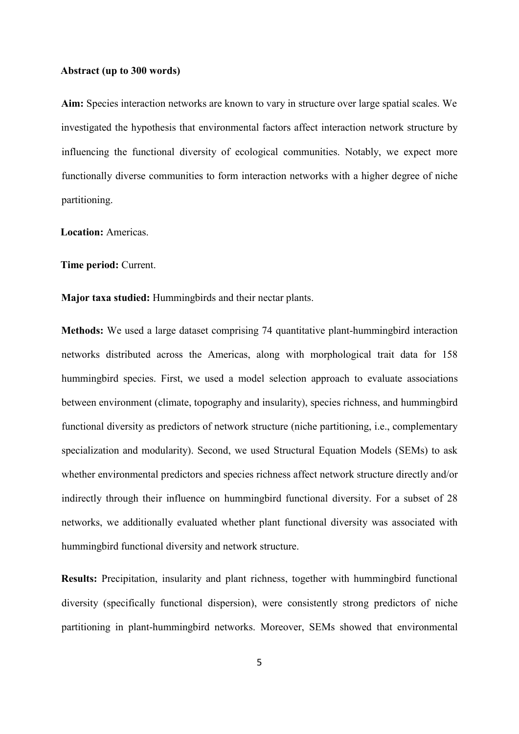**Abstract (up to 300 words)**

**Aim:** Species interaction networks are known to vary in structure over large spatial scales. We investigated the hypothesis that environmental factors affect interaction network structure by influencing the functional diversity of ecological communities. Notably, we expect more functionally diverse communities to form interaction networks with a higher degree of niche partitioning.

**Location:** Americas.

**Time period:** Current.

**Major taxa studied:** Hummingbirds and their nectar plants.

**Methods:** We used a large dataset comprising 74 quantitative plant-hummingbird interaction networks distributed across the Americas, along with morphological trait data for 158 hummingbird species. First, we used a model selection approach to evaluate associations between environment (climate, topography and insularity), species richness, and hummingbird functional diversity as predictors of network structure (niche partitioning, i.e., complementary specialization and modularity). Second, we used Structural Equation Models (SEMs) to ask whether environmental predictors and species richness affect network structure directly and/or indirectly through their influence on hummingbird functional diversity. For a subset of 28 networks, we additionally evaluated whether plant functional diversity was associated with hummingbird functional diversity and network structure.

**Results:** Precipitation, insularity and plant richness, together with hummingbird functional diversity (specifically functional dispersion), were consistently strong predictors of niche partitioning in plant-hummingbird networks. Moreover, SEMs showed that environmental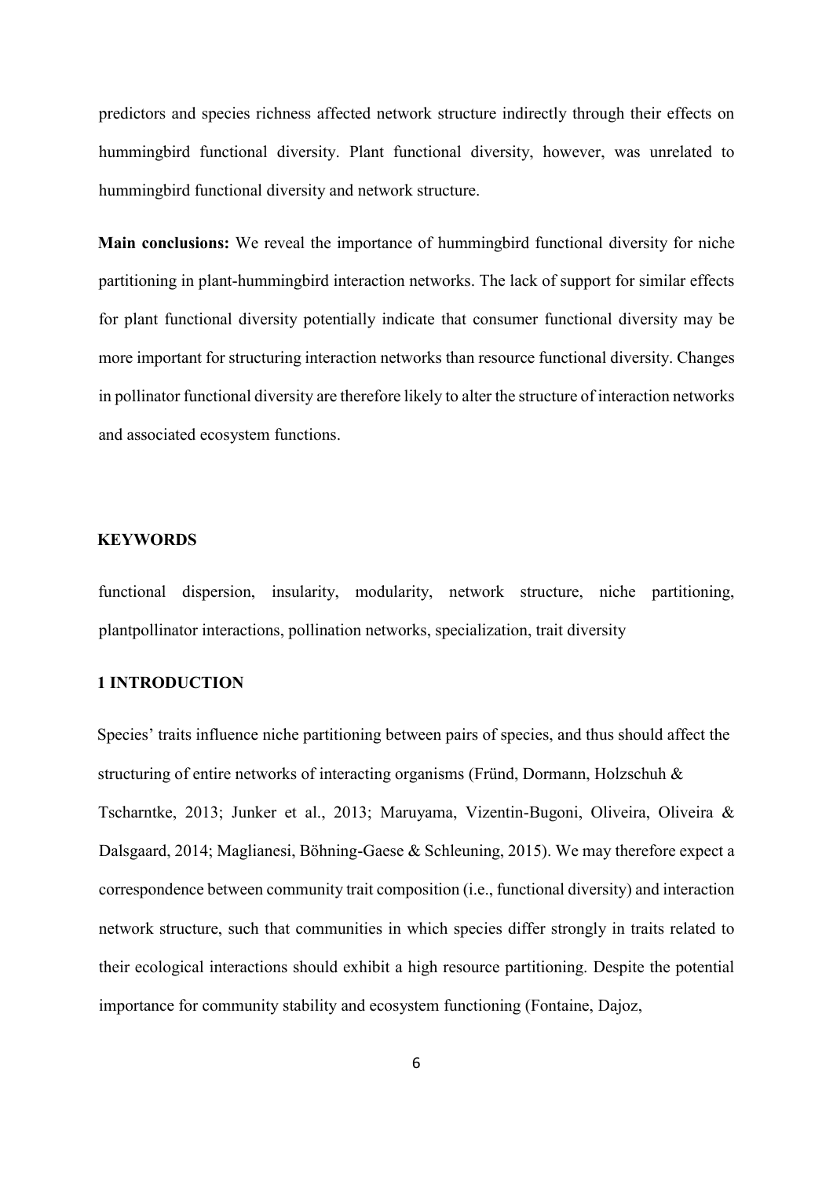predictors and species richness affected network structure indirectly through their effects on hummingbird functional diversity. Plant functional diversity, however, was unrelated to hummingbird functional diversity and network structure.

**Main conclusions:** We reveal the importance of hummingbird functional diversity for niche partitioning in plant-hummingbird interaction networks. The lack of support for similar effects for plant functional diversity potentially indicate that consumer functional diversity may be more important for structuring interaction networks than resource functional diversity. Changes in pollinator functional diversity are therefore likely to alter the structure of interaction networks and associated ecosystem functions.

## KEYWORDS

functional dispersion, insularity, modularity, network structure, niche partitioning, plantpollinator interactions, pollination networks, specialization, trait diversity

## 1 INTRODUCTION

Species' traits influence niche partitioning between pairs of species, and thus should affect the structuring of entire networks of interacting organisms (Fründ, Dormann, Holzschuh & Tscharntke, 2013; Junker et al., 2013; Maruyama, Vizentin-Bugoni, Oliveira, Oliveira & Dalsgaard, 2014; Maglianesi, Böhning-Gaese & Schleuning, 2015). We may therefore expect a correspondence between community trait composition (i.e., functional diversity) and interaction network structure, such that communities in which species differ strongly in traits related to their ecological interactions should exhibit a high resource partitioning. Despite the potential importance for community stability and ecosystem functioning (Fontaine, Dajoz,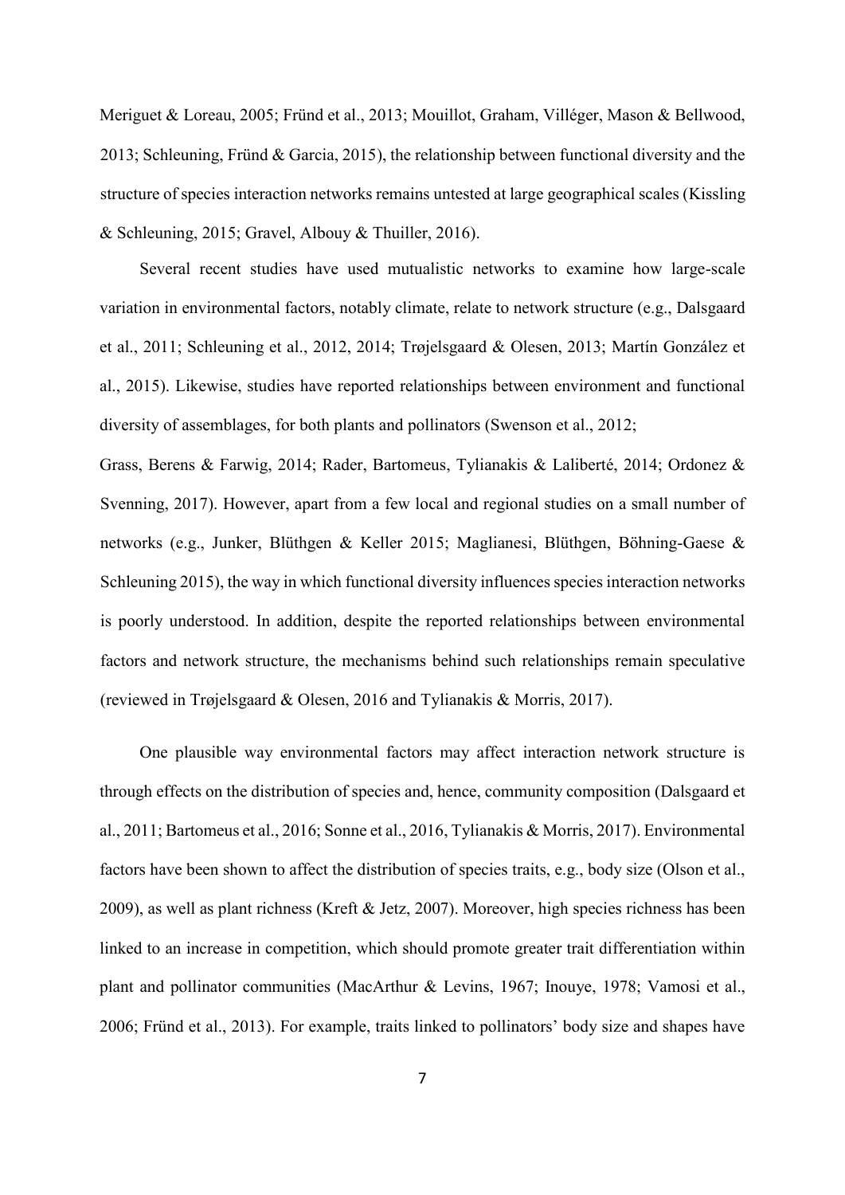Meriguet & Loreau, 2005; Fründ et al., 2013; Mouillot, Graham, Villéger, Mason & Bellwood, 2013; Schleuning, Fründ & Garcia, 2015), the relationship between functional diversity and the structure of species interaction networks remains untested at large geographical scales (Kissling & Schleuning, 2015; Gravel, Albouy & Thuiller, 2016).

Several recent studies have used mutualistic networks to examine how large-scale variation in environmental factors, notably climate, relate to network structure (e.g., Dalsgaard et al., 2011; Schleuning et al., 2012, 2014; Trøjelsgaard & Olesen, 2013; Martín González et al., 2015). Likewise, studies have reported relationships between environment and functional diversity of assemblages, for both plants and pollinators (Swenson et al., 2012; Grass, Berens & Farwig, 2014; Rader, Bartomeus, Tylianakis & Laliberté, 2014; Ordonez & Svenning, 2017). However, apart from a few local and regional studies on a small number of networks (e.g., Junker, Blüthgen & Keller 2015; Maglianesi, Blüthgen, Böhning-Gaese & Schleuning 2015), the way in which functional diversity influences species interaction networks is poorly understood. In addition, despite the reported relationships between environmental factors and network structure, the mechanisms behind such relationships remain speculative (reviewed in Trøjelsgaard & Olesen, 2016 and Tylianakis & Morris, 2017).

One plausible way environmental factors may affect interaction network structure is through effects on the distribution of species and, hence, community composition (Dalsgaard et al., 2011; Bartomeus et al., 2016; Sonne et al., 2016, Tylianakis & Morris, 2017). Environmental factors have been shown to affect the distribution of species traits, e.g., body size (Olson et al., 2009), as well as plant richness (Kreft & Jetz, 2007). Moreover, high species richness has been linked to an increase in competition, which should promote greater trait differentiation within plant and pollinator communities (MacArthur & Levins, 1967; Inouye, 1978; Vamosi et al., 2006; Fründ et al., 2013). For example, traits linked to pollinators' body size and shapes have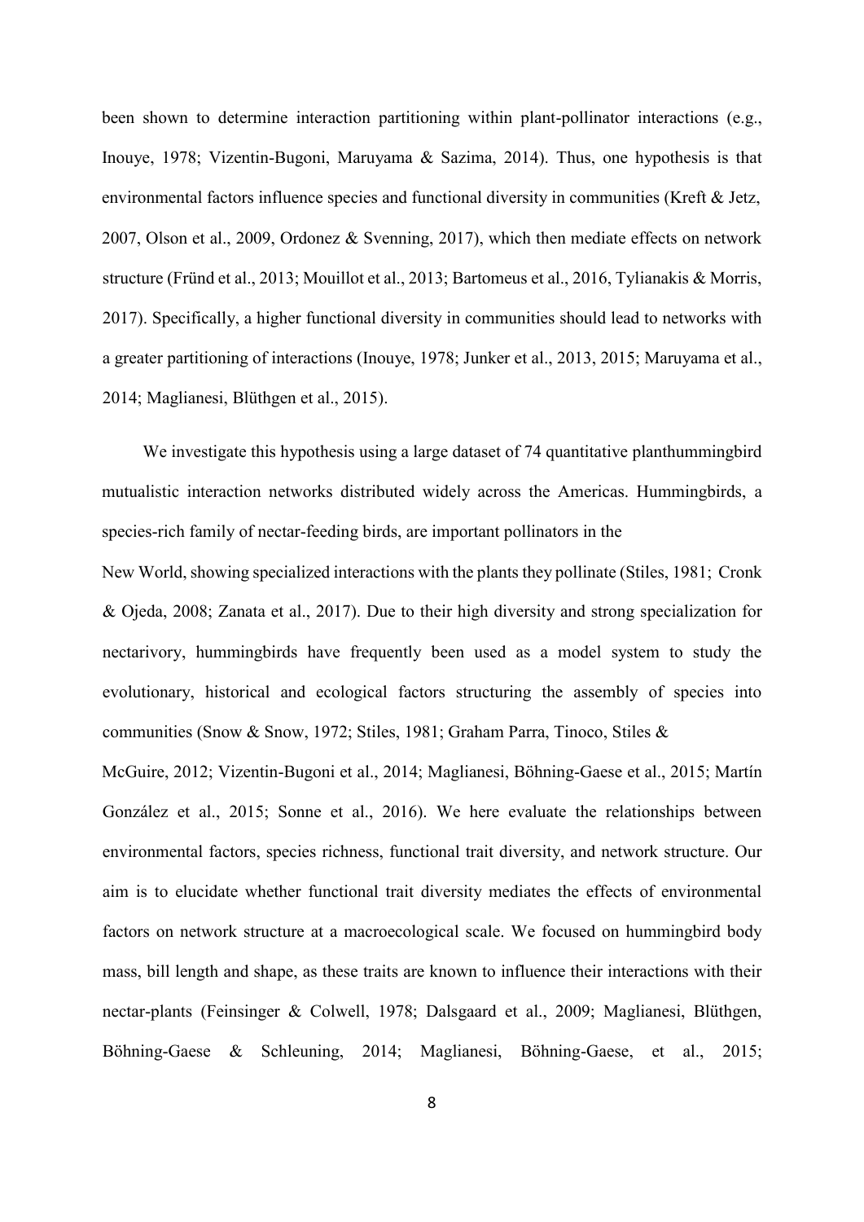been shown to determine interaction partitioning within plant-pollinator interactions (e.g., Inouye, 1978; Vizentin-Bugoni, Maruyama & Sazima, 2014). Thus, one hypothesis is that environmental factors influence species and functional diversity in communities (Kreft & Jetz, 2007, Olson et al., 2009, Ordonez & Svenning, 2017), which then mediate effects on network structure (Fründ et al., 2013; Mouillot et al., 2013; Bartomeus et al., 2016, Tylianakis & Morris, 2017). Specifically, a higher functional diversity in communities should lead to networks with a greater partitioning of interactions (Inouye, 1978; Junker et al., 2013, 2015; Maruyama et al., 2014; Maglianesi, Blüthgen et al., 2015).

We investigate this hypothesis using a large dataset of 74 quantitative planthummingbird mutualistic interaction networks distributed widely across the Americas. Hummingbirds, a species-rich family of nectar-feeding birds, are important pollinators in the New World, showing specialized interactions with the plants they pollinate (Stiles, 1981; Cronk & Ojeda, 2008; Zanata et al., 2017). Due to their high diversity and strong specialization for nectarivory, hummingbirds have frequently been used as a model system to study the evolutionary, historical and ecological factors structuring the assembly of species into communities (Snow & Snow, 1972; Stiles, 1981; Graham Parra, Tinoco, Stiles & McGuire, 2012; Vizentin-Bugoni et al., 2014; Maglianesi, Böhning-Gaese et al., 2015; Martín González et al., 2015; Sonne et al., 2016). We here evaluate the relationships between environmental factors, species richness, functional trait diversity, and network structure. Our aim is to elucidate whether functional trait diversity mediates the effects of environmental factors on network structure at a macroecological scale. We focused on hummingbird body mass, bill length and shape, as these traits are known to influence their interactions with their nectar-plants (Feinsinger & Colwell, 1978; Dalsgaard et al., 2009; Maglianesi, Blüthgen, Böhning-Gaese & Schleuning, 2014; Maglianesi, Böhning-Gaese, et al., 2015;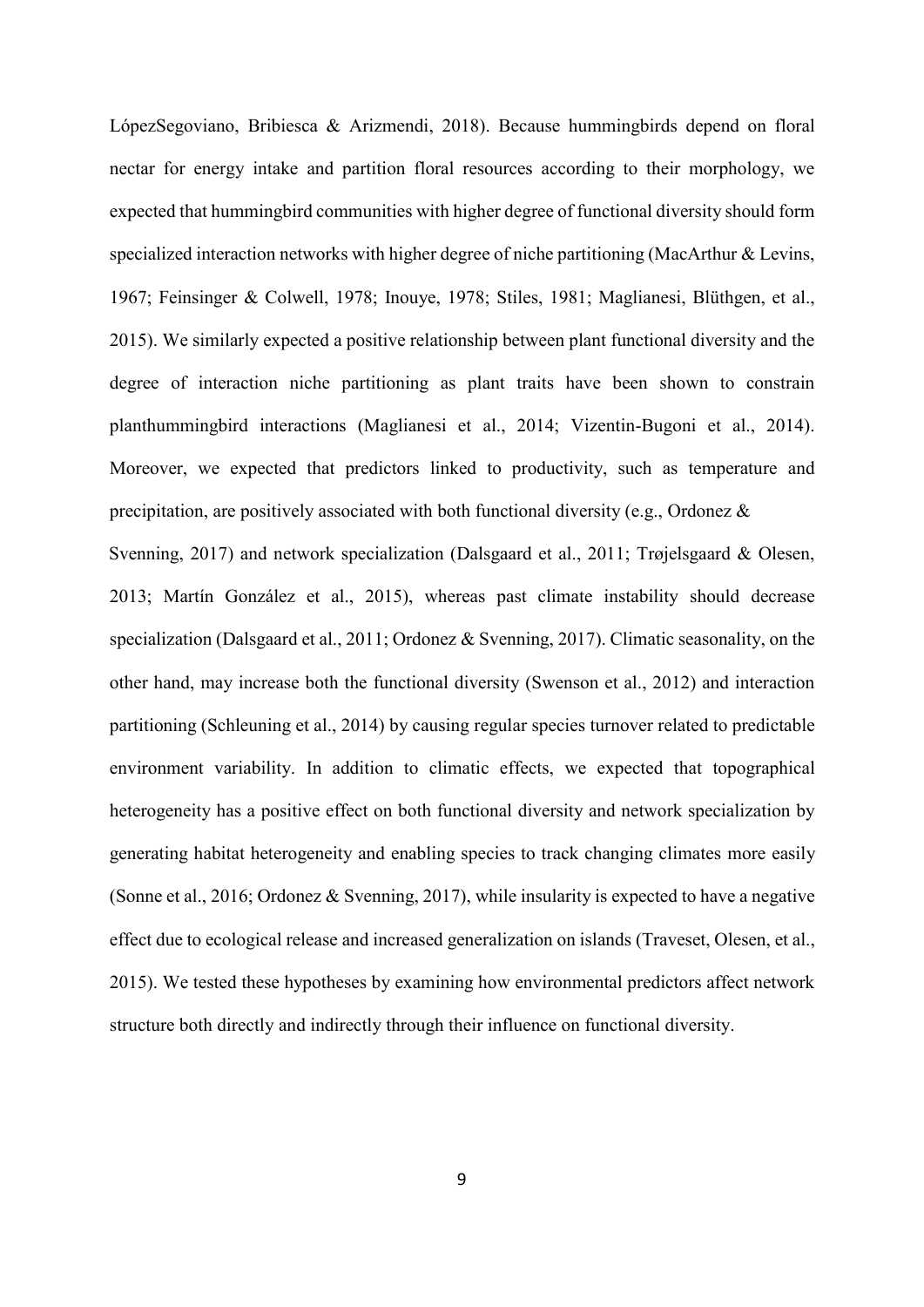LópezSegoviano, Bribiesca & Arizmendi, 2018). Because hummingbirds depend on floral nectar for energy intake and partition floral resources according to their morphology, we expected that hummingbird communities with higher degree of functional diversity should form specialized interaction networks with higher degree of niche partitioning (MacArthur & Levins, 1967; Feinsinger & Colwell, 1978; Inouye, 1978; Stiles, 1981; Maglianesi, Blüthgen, et al., 2015). We similarly expected a positive relationship between plant functional diversity and the degree of interaction niche partitioning as plant traits have been shown to constrain planthummingbird interactions (Maglianesi et al., 2014; Vizentin-Bugoni et al., 2014). Moreover, we expected that predictors linked to productivity, such as temperature and precipitation, are positively associated with both functional diversity (e.g., Ordonez & Svenning, 2017) and network specialization (Dalsgaard et al., 2011; Trøjelsgaard & Olesen, 2013; Martín González et al., 2015), whereas past climate instability should decrease specialization (Dalsgaard et al., 2011; Ordonez & Svenning, 2017). Climatic seasonality, on the other hand, may increase both the functional diversity (Swenson et al., 2012) and interaction partitioning (Schleuning et al., 2014) by causing regular species turnover related to predictable environment variability. In addition to climatic effects, we expected that topographical heterogeneity has a positive effect on both functional diversity and network specialization by generating habitat heterogeneity and enabling species to track changing climates more easily (Sonne et al., 2016; Ordonez & Svenning, 2017), while insularity is expected to have a negative effect due to ecological release and increased generalization on islands (Traveset, Olesen, et al., 2015). We tested these hypotheses by examining how environmental predictors affect network structure both directly and indirectly through their influence on functional diversity.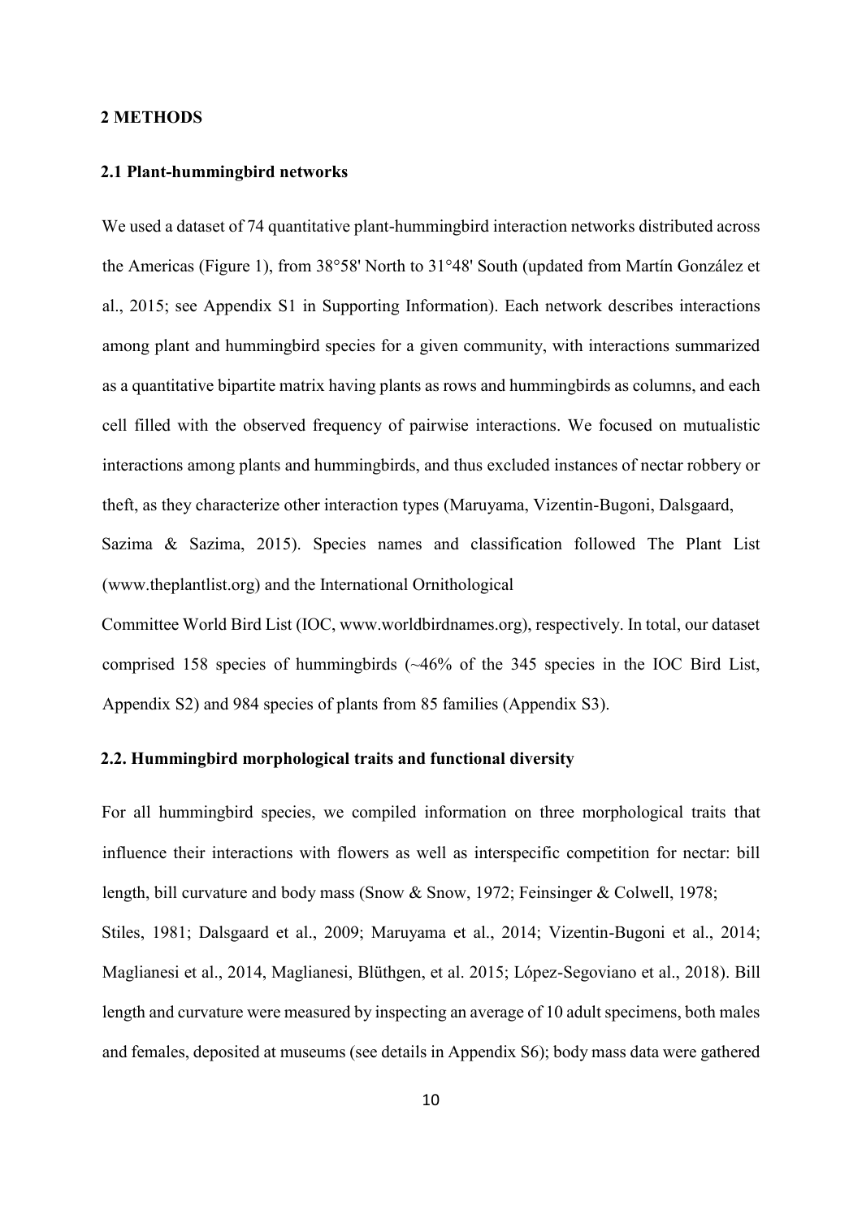## 2 METHODS

### 2.1 Plant-hummingbird networks

We used a dataset of 74 quantitative plant-hummingbird interaction networks distributed across the Americas (Figure 1), from 38°58' North to 31°48' South (updated from Martín González et al., 2015; see Appendix S1 in Supporting Information). Each network describes interactions among plant and hummingbird species for a given community, with interactions summarized as a quantitative bipartite matrix having plants as rows and hummingbirds as columns, and each cell filled with the observed frequency of pairwise interactions. We focused on mutualistic interactions among plants and hummingbirds, and thus excluded instances of nectar robbery or theft, as they characterize other interaction types (Maruyama, Vizentin-Bugoni, Dalsgaard, Sazima & Sazima, 2015). Species names and classification followed The Plant List (www.theplantlist.org) and the International Ornithological Committee World Bird List (IOC, www.worldbirdnames.org), respectively. In total, our dataset comprised 158 species of hummingbirds (~46% of the 345 species in the IOC Bird List, Appendix S2) and 984 species of plants from 85 families (Appendix S3).

### 2.2. Hummingbird morphological traits and functional diversity

For all hummingbird species, we compiled information on three morphological traits that influence their interactions with flowers as well as interspecific competition for nectar: bill length, bill curvature and body mass (Snow & Snow, 1972; Feinsinger & Colwell, 1978; Stiles, 1981; Dalsgaard et al., 2009; Maruyama et al., 2014; Vizentin-Bugoni et al., 2014; Maglianesi et al., 2014, Maglianesi, Blüthgen, et al. 2015; López-Segoviano et al., 2018). Bill length and curvature were measured by inspecting an average of 10 adult specimens, both males and females, deposited at museums (see details in Appendix S6); body mass data were gathered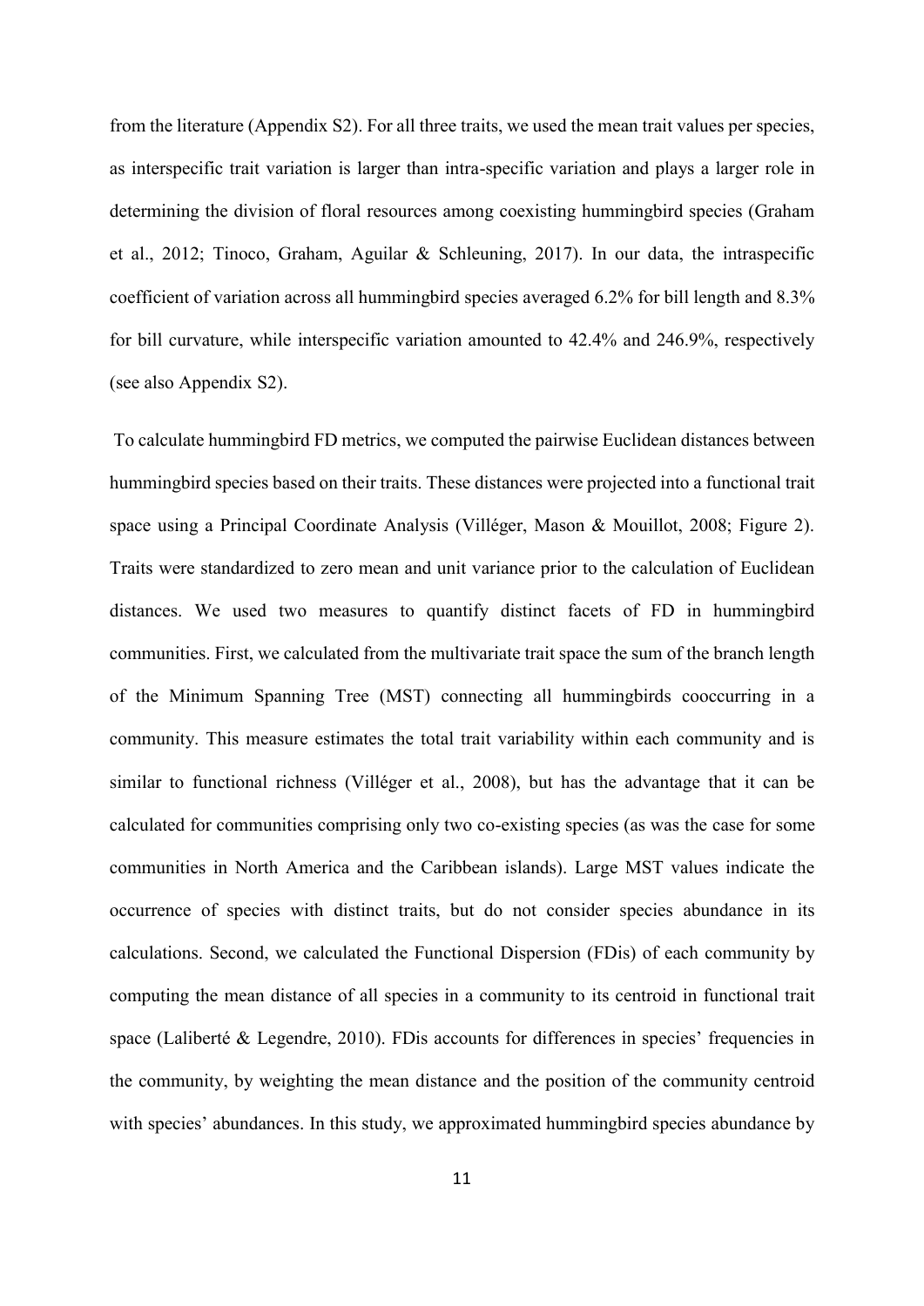from the literature (Appendix S2). For all three traits, we used the mean trait values per species, as interspecific trait variation is larger than intra-specific variation and plays a larger role in determining the division of floral resources among coexisting hummingbird species (Graham et al., 2012; Tinoco, Graham, Aguilar & Schleuning, 2017). In our data, the intraspecific coefficient of variation across all hummingbird species averaged 6.2% for bill length and 8.3% for bill curvature, while interspecific variation amounted to 42.4% and 246.9%, respectively (see also Appendix S2).

To calculate hummingbird FD metrics, we computed the pairwise Euclidean distances between hummingbird species based on their traits. These distances were projected into a functional trait space using a Principal Coordinate Analysis (Villéger, Mason & Mouillot, 2008; Figure 2). Traits were standardized to zero mean and unit variance prior to the calculation of Euclidean distances. We used two measures to quantify distinct facets of FD in hummingbird communities. First, we calculated from the multivariate trait space the sum of the branch length of the Minimum Spanning Tree (MST) connecting all hummingbirds cooccurring in a community. This measure estimates the total trait variability within each community and is similar to functional richness (Villéger et al., 2008), but has the advantage that it can be calculated for communities comprising only two co-existing species (as was the case for some communities in North America and the Caribbean islands). Large MST values indicate the occurrence of species with distinct traits, but do not consider species abundance in its calculations. Second, we calculated the Functional Dispersion (FDis) of each community by computing the mean distance of all species in a community to its centroid in functional trait space (Laliberté & Legendre, 2010). FDis accounts for differences in species' frequencies in the community, by weighting the mean distance and the position of the community centroid with species' abundances. In this study, we approximated hummingbird species abundance by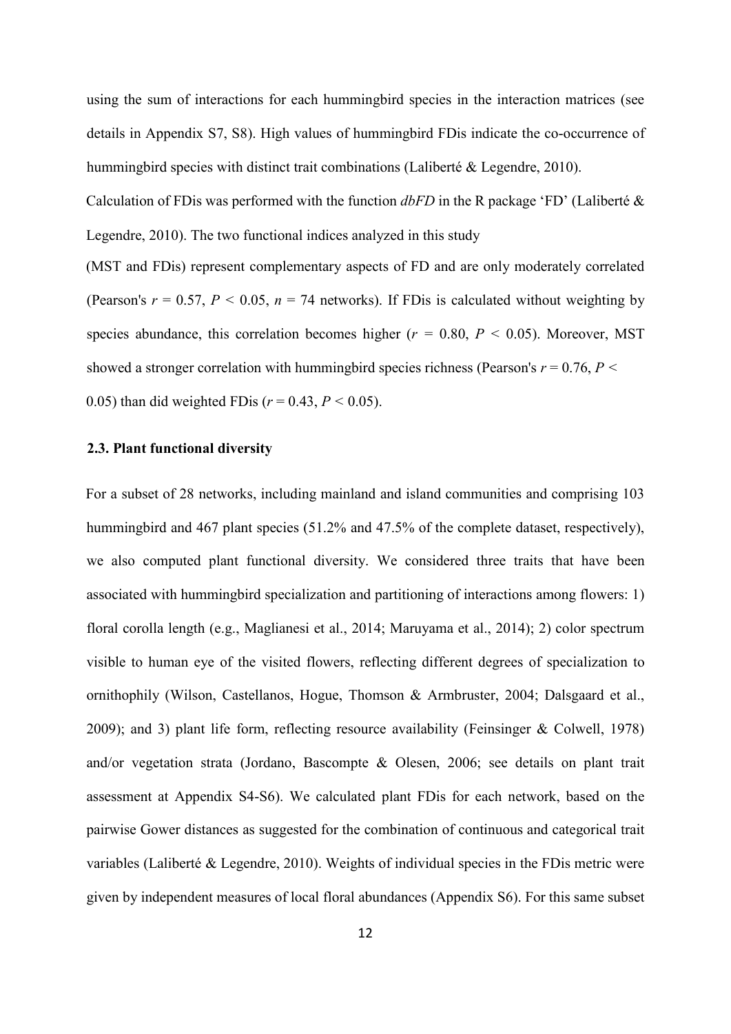using the sum of interactions for each hummingbird species in the interaction matrices (see details in Appendix S7, S8). High values of hummingbird FDis indicate the co-occurrence of hummingbird species with distinct trait combinations (Laliberté & Legendre, 2010).

Calculation of FDis was performed with the function *dbFD* in the R package 'FD' (Laliberté & Legendre, 2010). The two functional indices analyzed in this study (MST and FDis) represent complementary aspects of FD and are only moderately correlated (Pearson's $r = 0.57$, $P < 0.05$, $n = 74$ networks). If FDis is calculated without weighting by species abundance, this correlation becomes higher ($r = 0.80$, $P < 0.05$). Moreover, MST showed a stronger correlation with hummingbird species richness (Pearson's $r = 0.76$, $P < 0.05$) than did weighted FDis ($r = 0.43$, $P < 0.05$).

### 2.3. Plant functional diversity

For a subset of 28 networks, including mainland and island communities and comprising 103 hummingbird and 467 plant species (51.2% and 47.5% of the complete dataset, respectively), we also computed plant functional diversity. We considered three traits that have been associated with hummingbird specialization and partitioning of interactions among flowers: 1) floral corolla length (e.g., Maglianesi et al., 2014; Maruyama et al., 2014); 2) color spectrum visible to human eye of the visited flowers, reflecting different degrees of specialization to ornithophily (Wilson, Castellanos, Hogue, Thomson & Armbruster, 2004; Dalsgaard et al., 2009); and 3) plant life form, reflecting resource availability (Feinsinger & Colwell, 1978) and/or vegetation strata (Jordano, Bascompte & Olesen, 2006; see details on plant trait assessment at Appendix S4-S6). We calculated plant FDis for each network, based on the pairwise Gower distances as suggested for the combination of continuous and categorical trait variables (Laliberté & Legendre, 2010). Weights of individual species in the FDis metric were given by independent measures of local floral abundances (Appendix S6). For this same subset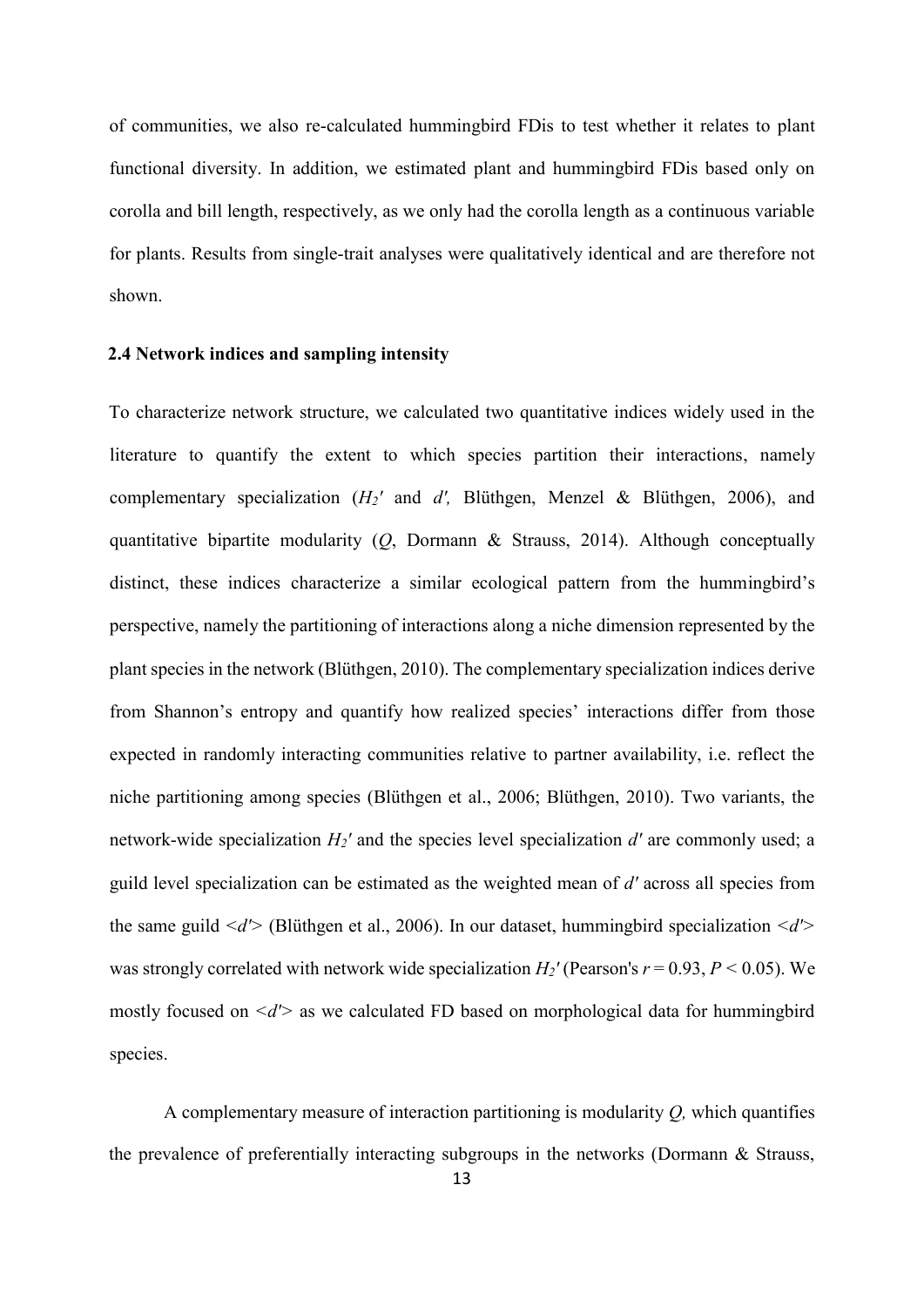of communities, we also re-calculated hummingbird FDis to test whether it relates to plant functional diversity. In addition, we estimated plant and hummingbird FDis based only on corolla and bill length, respectively, as we only had the corolla length as a continuous variable for plants. Results from single-trait analyses were qualitatively identical and are therefore not shown.

### 2.4 Network indices and sampling intensity

To characterize network structure, we calculated two quantitative indices widely used in the literature to quantify the extent to which species partition their interactions, namely complementary specialization ($H_2'$ and $d'$, Blüthgen, Menzel & Blüthgen, 2006), and quantitative bipartite modularity ($Q$, Dormann & Strauss, 2014). Although conceptually distinct, these indices characterize a similar ecological pattern from the hummingbird's perspective, namely the partitioning of interactions along a niche dimension represented by the plant species in the network (Blüthgen, 2010). The complementary specialization indices derive from Shannon's entropy and quantify how realized species' interactions differ from those expected in randomly interacting communities relative to partner availability, i.e. reflect the niche partitioning among species (Blüthgen et al., 2006; Blüthgen, 2010). Two variants, the network-wide specialization $H_2'$ and the species level specialization $d'$ are commonly used; a guild level specialization can be estimated as the weighted mean of $d'$ across all species from the same guild $<d'>$ (Blüthgen et al., 2006). In our dataset, hummingbird specialization $<d'>$ was strongly correlated with network wide specialization $H_2'$ (Pearson's $r = 0.93$, $P < 0.05$). We mostly focused on $<d'>$ as we calculated FD based on morphological data for hummingbird species.

A complementary measure of interaction partitioning is modularity $Q$, which quantifies the prevalence of preferentially interacting subgroups in the networks (Dormann & Strauss,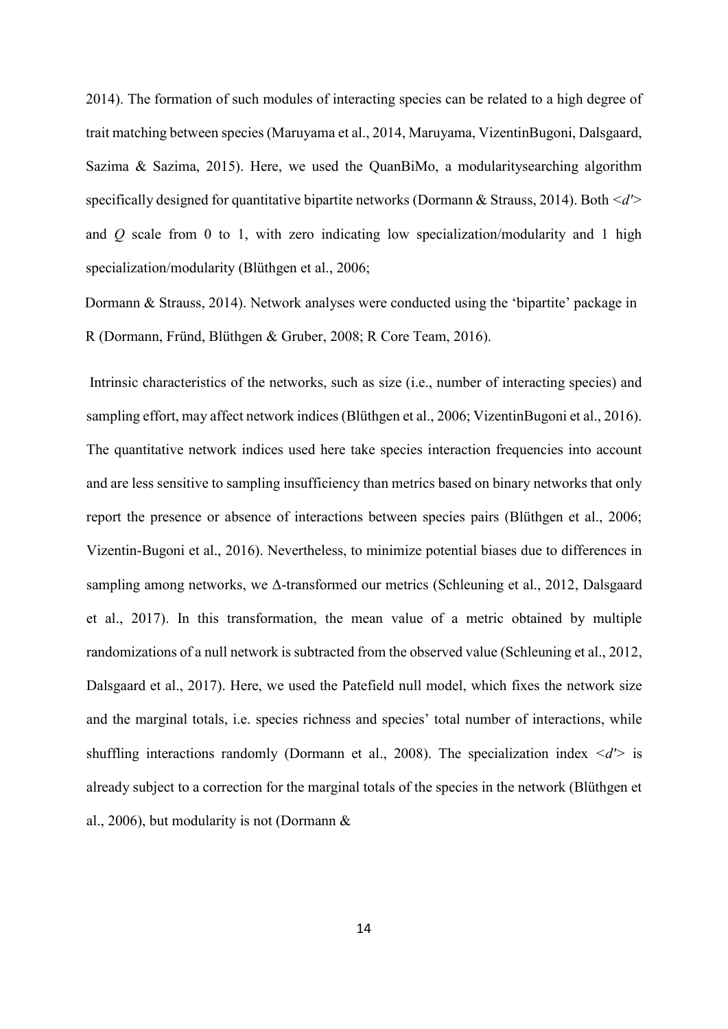2014). The formation of such modules of interacting species can be related to a high degree of trait matching between species (Maruyama et al., 2014, Maruyama, VizentinBugoni, Dalsgaard, Sazima & Sazima, 2015). Here, we used the QuanBiMo, a modularitysearching algorithm specifically designed for quantitative bipartite networks (Dormann & Strauss, 2014). Both <*d'*> and *Q* scale from 0 to 1, with zero indicating low specialization/modularity and 1 high specialization/modularity (Blüthgen et al., 2006;

Dormann & Strauss, 2014). Network analyses were conducted using the 'bipartite' package in R (Dormann, Fründ, Blüthgen & Gruber, 2008; R Core Team, 2016).

Intrinsic characteristics of the networks, such as size (i.e., number of interacting species) and sampling effort, may affect network indices (Blüthgen et al., 2006; VizentinBugoni et al., 2016). The quantitative network indices used here take species interaction frequencies into account and are less sensitive to sampling insufficiency than metrics based on binary networks that only report the presence or absence of interactions between species pairs (Blüthgen et al., 2006; Vizentin-Bugoni et al., 2016). Nevertheless, to minimize potential biases due to differences in sampling among networks, we Δ-transformed our metrics (Schleuning et al., 2012, Dalsgaard et al., 2017). In this transformation, the mean value of a metric obtained by multiple randomizations of a null network is subtracted from the observed value (Schleuning et al., 2012, Dalsgaard et al., 2017). Here, we used the Patefield null model, which fixes the network size and the marginal totals, i.e. species richness and species' total number of interactions, while shuffling interactions randomly (Dormann et al., 2008). The specialization index <*d'*> is already subject to a correction for the marginal totals of the species in the network (Blüthgen et al., 2006), but modularity is not (Dormann &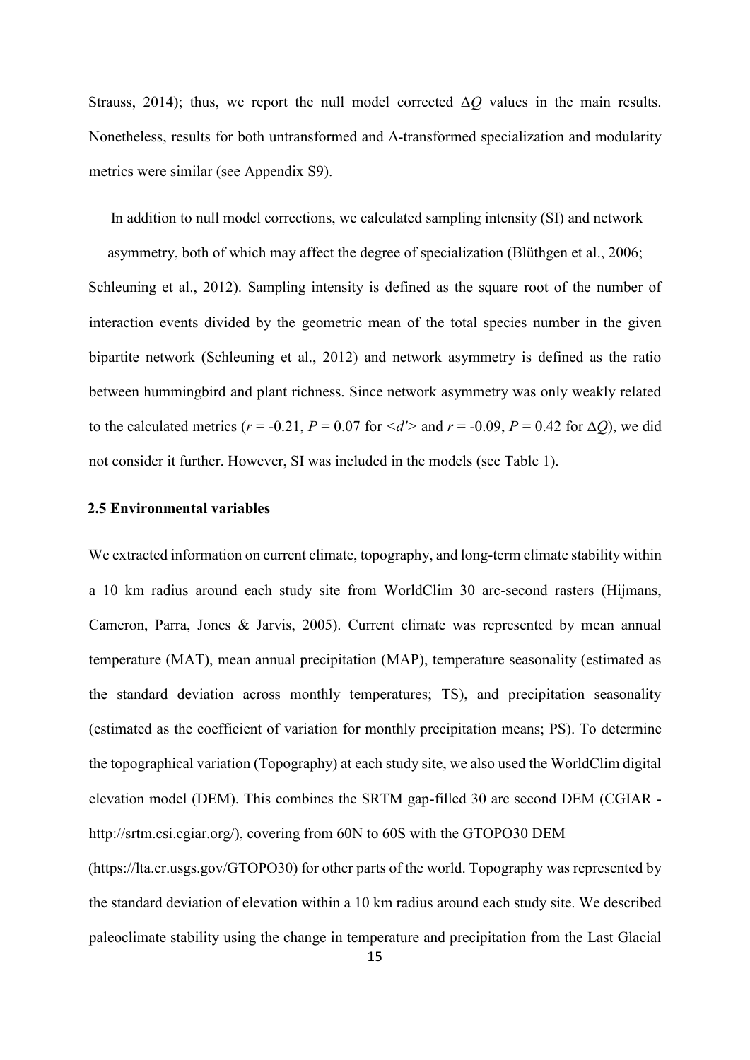Strauss, 2014); thus, we report the null model corrected $\Delta Q$ values in the main results. Nonetheless, results for both untransformed and $\Delta$-transformed specialization and modularity metrics were similar (see Appendix S9).

In addition to null model corrections, we calculated sampling intensity (SI) and network asymmetry, both of which may affect the degree of specialization (Blüthgen et al., 2006; Schleuning et al., 2012). Sampling intensity is defined as the square root of the number of interaction events divided by the geometric mean of the total species number in the given bipartite network (Schleuning et al., 2012) and network asymmetry is defined as the ratio between hummingbird and plant richness. Since network asymmetry was only weakly related to the calculated metrics ($r = -0.21$, $P = 0.07$ for $\langle d' \rangle$ and $r = -0.09$, $P = 0.42$ for $\Delta Q$), we did not consider it further. However, SI was included in the models (see Table 1).

### 2.5 Environmental variables

We extracted information on current climate, topography, and long-term climate stability within a 10 km radius around each study site from WorldClim 30 arc-second rasters (Hijmans, Cameron, Parra, Jones & Jarvis, 2005). Current climate was represented by mean annual temperature (MAT), mean annual precipitation (MAP), temperature seasonality (estimated as the standard deviation across monthly temperatures; TS), and precipitation seasonality (estimated as the coefficient of variation for monthly precipitation means; PS). To determine the topographical variation (Topography) at each study site, we also used the WorldClim digital elevation model (DEM). This combines the SRTM gap-filled 30 arc second DEM (CGIAR - http://srtm.csi.cgiar.org/), covering from 60N to 60S with the GTOPO30 DEM (https://lta.cr.usgs.gov/GTOPO30) for other parts of the world. Topography was represented by the standard deviation of elevation within a 10 km radius around each study site. We described paleoclimate stability using the change in temperature and precipitation from the Last Glacial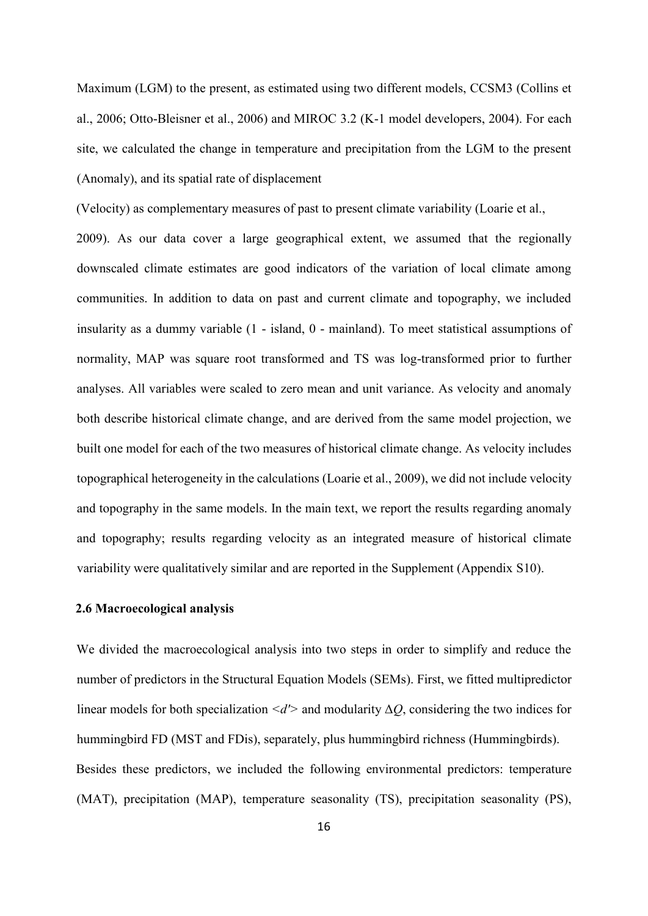Maximum (LGM) to the present, as estimated using two different models, CCSM3 (Collins et al., 2006; Otto-Bleisner et al., 2006) and MIROC 3.2 (K-1 model developers, 2004). For each site, we calculated the change in temperature and precipitation from the LGM to the present (Anomaly), and its spatial rate of displacement (Velocity) as complementary measures of past to present climate variability (Loarie et al., 2009). As our data cover a large geographical extent, we assumed that the regionally downscaled climate estimates are good indicators of the variation of local climate among communities. In addition to data on past and current climate and topography, we included insularity as a dummy variable (1 - island, 0 - mainland). To meet statistical assumptions of normality, MAP was square root transformed and TS was log-transformed prior to further analyses. All variables were scaled to zero mean and unit variance. As velocity and anomaly both describe historical climate change, and are derived from the same model projection, we built one model for each of the two measures of historical climate change. As velocity includes topographical heterogeneity in the calculations (Loarie et al., 2009), we did not include velocity and topography in the same models. In the main text, we report the results regarding anomaly and topography; results regarding velocity as an integrated measure of historical climate variability were qualitatively similar and are reported in the Supplement (Appendix S10).

### 2.6 Macroecological analysis

We divided the macroecological analysis into two steps in order to simplify and reduce the number of predictors in the Structural Equation Models (SEMs). First, we fitted multipredictor linear models for both specialization $\langle d' \rangle$ and modularity $\Delta Q$, considering the two indices for hummingbird FD (MST and FDis), separately, plus hummingbird richness (Hummingbirds). Besides these predictors, we included the following environmental predictors: temperature (MAT), precipitation (MAP), temperature seasonality (TS), precipitation seasonality (PS),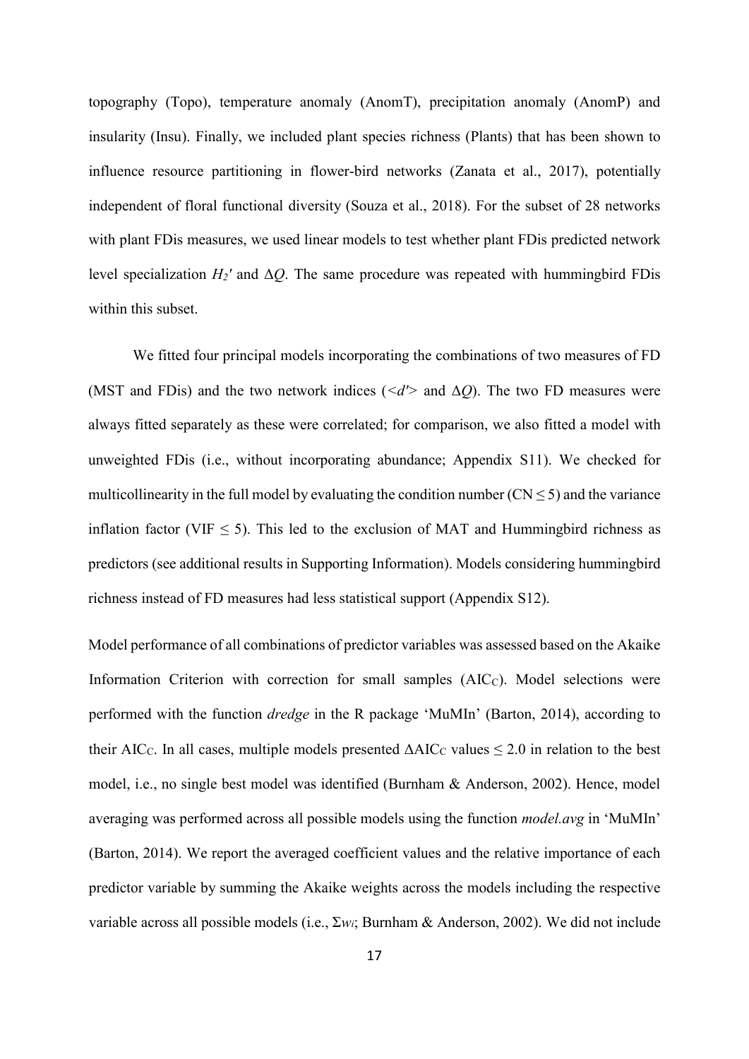topography (Topo), temperature anomaly (AnomT), precipitation anomaly (AnomP) and insularity (Insu). Finally, we included plant species richness (Plants) that has been shown to influence resource partitioning in flower-bird networks (Zanata et al., 2017), potentially independent of floral functional diversity (Souza et al., 2018). For the subset of 28 networks with plant FDis measures, we used linear models to test whether plant FDis predicted network level specialization $H_2'$ and $\Delta Q$. The same procedure was repeated with hummingbird FDis within this subset.

We fitted four principal models incorporating the combinations of two measures of FD (MST and FDis) and the two network indices ($<d'>$ and $\Delta Q$). The two FD measures were always fitted separately as these were correlated; for comparison, we also fitted a model with unweighted FDis (i.e., without incorporating abundance; Appendix S11). We checked for multicollinearity in the full model by evaluating the condition number (CN $\leq$ 5) and the variance inflation factor (VIF $\leq$ 5). This led to the exclusion of MAT and Hummingbird richness as predictors (see additional results in Supporting Information). Models considering hummingbird richness instead of FD measures had less statistical support (Appendix S12).

Model performance of all combinations of predictor variables was assessed based on the Akaike Information Criterion with correction for small samples ($AIC_C$). Model selections were performed with the function *dredge* in the R package 'MuMIn' (Barton, 2014), according to their $AIC_C$. In all cases, multiple models presented $\Delta AIC_C$ values $\leq 2.0$ in relation to the best model, i.e., no single best model was identified (Burnham & Anderson, 2002). Hence, model averaging was performed across all possible models using the function *model.avg* in 'MuMIn' (Barton, 2014). We report the averaged coefficient values and the relative importance of each predictor variable by summing the Akaike weights across the models including the respective variable across all possible models (i.e., $\Sigma w_i$; Burnham & Anderson, 2002). We did not include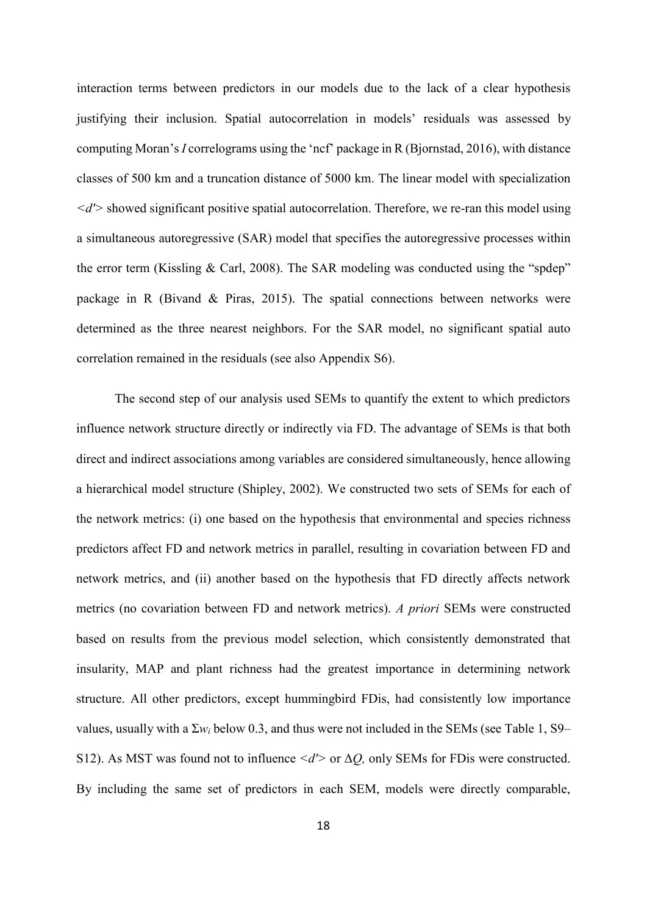interaction terms between predictors in our models due to the lack of a clear hypothesis justifying their inclusion. Spatial autocorrelation in models' residuals was assessed by computing Moran's *I* correlograms using the 'ncf' package in R (Bjornstad, 2016), with distance classes of 500 km and a truncation distance of 5000 km. The linear model with specialization *<d'>* showed significant positive spatial autocorrelation. Therefore, we re-ran this model using a simultaneous autoregressive (SAR) model that specifies the autoregressive processes within the error term (Kissling & Carl, 2008). The SAR modeling was conducted using the "spdep" package in R (Bivand & Piras, 2015). The spatial connections between networks were determined as the three nearest neighbors. For the SAR model, no significant spatial auto correlation remained in the residuals (see also Appendix S6).

The second step of our analysis used SEMs to quantify the extent to which predictors influence network structure directly or indirectly via FD. The advantage of SEMs is that both direct and indirect associations among variables are considered simultaneously, hence allowing a hierarchical model structure (Shipley, 2002). We constructed two sets of SEMs for each of the network metrics: (i) one based on the hypothesis that environmental and species richness predictors affect FD and network metrics in parallel, resulting in covariation between FD and network metrics, and (ii) another based on the hypothesis that FD directly affects network metrics (no covariation between FD and network metrics). *A priori* SEMs were constructed based on results from the previous model selection, which consistently demonstrated that insularity, MAP and plant richness had the greatest importance in determining network structure. All other predictors, except hummingbird FDis, had consistently low importance values, usually with a $\Sigma w_i$ below 0.3, and thus were not included in the SEMs (see Table 1, S9–S12). As MST was found not to influence *<d'>* or $\Delta Q$, only SEMs for FDis were constructed. By including the same set of predictors in each SEM, models were directly comparable,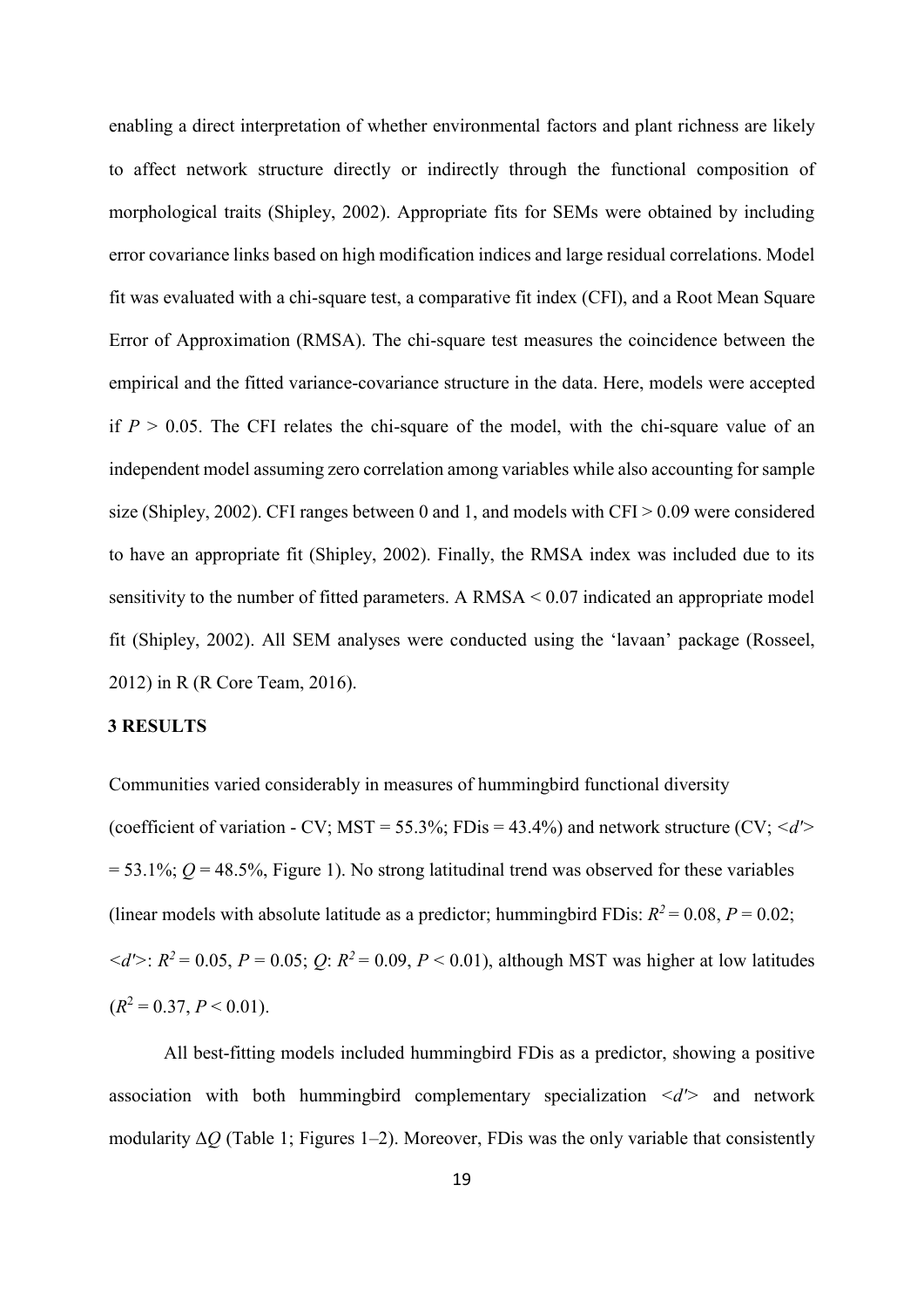enabling a direct interpretation of whether environmental factors and plant richness are likely to affect network structure directly or indirectly through the functional composition of morphological traits (Shipley, 2002). Appropriate fits for SEMs were obtained by including error covariance links based on high modification indices and large residual correlations. Model fit was evaluated with a chi-square test, a comparative fit index (CFI), and a Root Mean Square Error of Approximation (RMSA). The chi-square test measures the coincidence between the empirical and the fitted variance-covariance structure in the data. Here, models were accepted if $P > 0.05$. The CFI relates the chi-square of the model, with the chi-square value of an independent model assuming zero correlation among variables while also accounting for sample size (Shipley, 2002). CFI ranges between 0 and 1, and models with CFI > 0.09 were considered to have an appropriate fit (Shipley, 2002). Finally, the RMSA index was included due to its sensitivity to the number of fitted parameters. A RMSA < 0.07 indicated an appropriate model fit (Shipley, 2002). All SEM analyses were conducted using the 'lavaan' package (Rosseel, 2012) in R (R Core Team, 2016).

## 3 RESULTS

Communities varied considerably in measures of hummingbird functional diversity (coefficient of variation - CV; MST = 55.3%; FDis = 43.4%) and network structure (CV; $<d'>$ = 53.1%; $Q$ = 48.5%, Figure 1). No strong latitudinal trend was observed for these variables (linear models with absolute latitude as a predictor; hummingbird FDis: $R^2 = 0.08$, $P = 0.02$; $<d'>$: $R^2 = 0.05$, $P = 0.05$; $Q$: $R^2 = 0.09$, $P < 0.01$), although MST was higher at low latitudes ($R^2 = 0.37$, $P < 0.01$).

All best-fitting models included hummingbird FDis as a predictor, showing a positive association with both hummingbird complementary specialization $<d'>$ and network modularity $\Delta Q$ (Table 1; Figures 1–2). Moreover, FDis was the only variable that consistently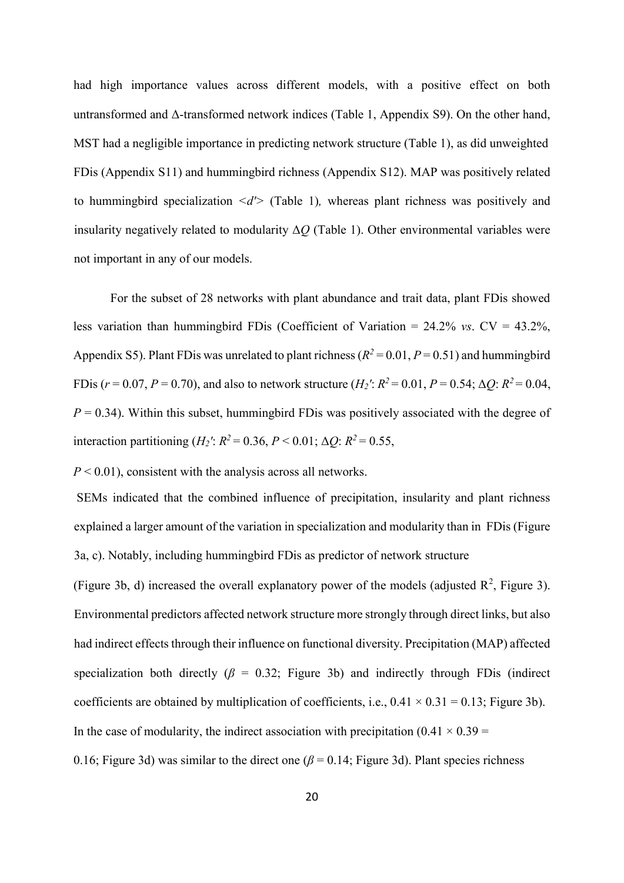had high importance values across different models, with a positive effect on both untransformed and Δ-transformed network indices (Table 1, Appendix S9). On the other hand, MST had a negligible importance in predicting network structure (Table 1), as did unweighted FDis (Appendix S11) and hummingbird richness (Appendix S12). MAP was positively related to hummingbird specialization <*d'*> (Table 1), whereas plant richness was positively and insularity negatively related to modularity $\Delta Q$ (Table 1). Other environmental variables were not important in any of our models.

For the subset of 28 networks with plant abundance and trait data, plant FDis showed less variation than hummingbird FDis (Coefficient of Variation = 24.2% *vs*. CV = 43.2%, Appendix S5). Plant FDis was unrelated to plant richness ($R^2 = 0.01$, $P = 0.51$) and hummingbird FDis ($r = 0.07$, $P = 0.70$), and also to network structure ($H_2'$: $R^2 = 0.01$, $P = 0.54$; $\Delta Q$: $R^2 = 0.04$, $P = 0.34$). Within this subset, hummingbird FDis was positively associated with the degree of interaction partitioning ($H_2'$: $R^2 = 0.36$, $P < 0.01$; $\Delta Q$: $R^2 = 0.55$, $P < 0.01$), consistent with the analysis across all networks.

SEMs indicated that the combined influence of precipitation, insularity and plant richness explained a larger amount of the variation in specialization and modularity than in FDis (Figure 3a, c). Notably, including hummingbird FDis as predictor of network structure (Figure 3b, d) increased the overall explanatory power of the models (adjusted $R^2$, Figure 3). Environmental predictors affected network structure more strongly through direct links, but also had indirect effects through their influence on functional diversity. Precipitation (MAP) affected specialization both directly ($\beta = 0.32$; Figure 3b) and indirectly through FDis (indirect coefficients are obtained by multiplication of coefficients, i.e., $0.41 \times 0.31 = 0.13$; Figure 3b). In the case of modularity, the indirect association with precipitation ($0.41 \times 0.39 = 0.16$; Figure 3d) was similar to the direct one ($\beta = 0.14$; Figure 3d). Plant species richness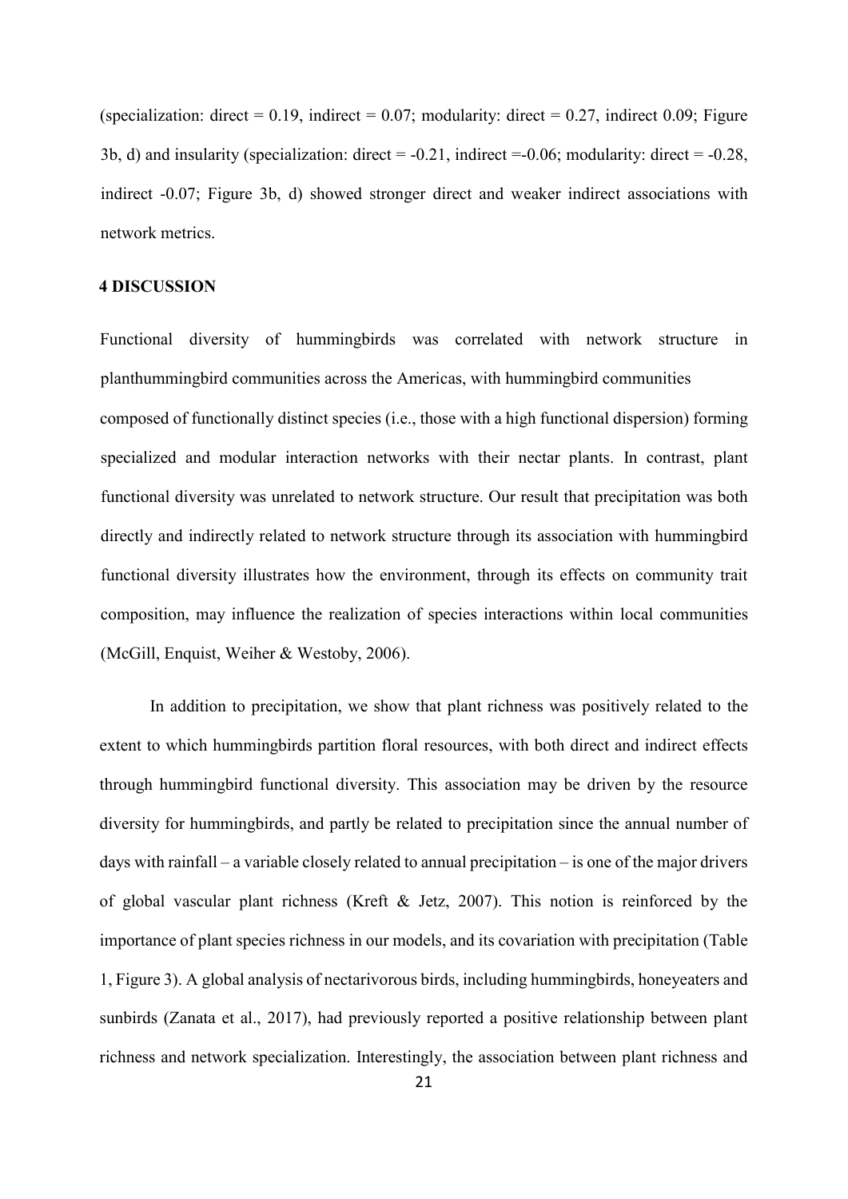(specialization: direct = 0.19, indirect = 0.07; modularity: direct = 0.27, indirect 0.09; Figure 3b, d) and insularity (specialization: direct = -0.21, indirect =-0.06; modularity: direct = -0.28, indirect -0.07; Figure 3b, d) showed stronger direct and weaker indirect associations with network metrics.

## 4 DISCUSSION

Functional diversity of hummingbirds was correlated with network structure in planthummingbird communities across the Americas, with hummingbird communities composed of functionally distinct species (i.e., those with a high functional dispersion) forming specialized and modular interaction networks with their nectar plants. In contrast, plant functional diversity was unrelated to network structure. Our result that precipitation was both directly and indirectly related to network structure through its association with hummingbird functional diversity illustrates how the environment, through its effects on community trait composition, may influence the realization of species interactions within local communities (McGill, Enquist, Weiher & Westoby, 2006).

In addition to precipitation, we show that plant richness was positively related to the extent to which hummingbirds partition floral resources, with both direct and indirect effects through hummingbird functional diversity. This association may be driven by the resource diversity for hummingbirds, and partly be related to precipitation since the annual number of days with rainfall – a variable closely related to annual precipitation – is one of the major drivers of global vascular plant richness (Kreft & Jetz, 2007). This notion is reinforced by the importance of plant species richness in our models, and its covariation with precipitation (Table 1, Figure 3). A global analysis of nectarivorous birds, including hummingbirds, honeyeaters and sunbirds (Zanata et al., 2017), had previously reported a positive relationship between plant richness and network specialization. Interestingly, the association between plant richness and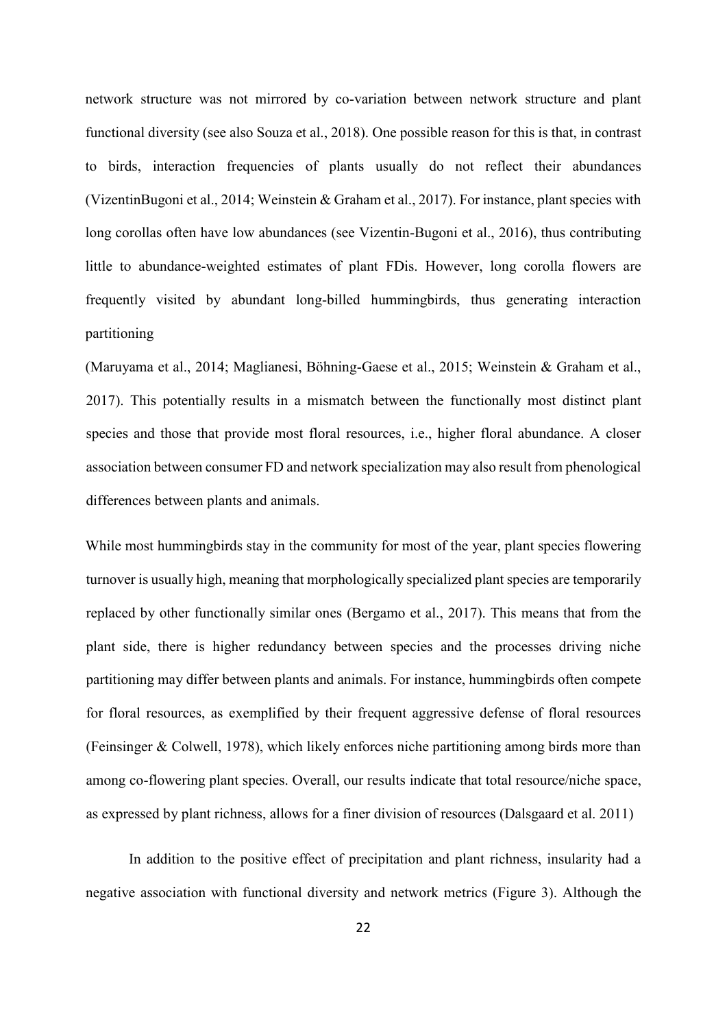network structure was not mirrored by co-variation between network structure and plant functional diversity (see also Souza et al., 2018). One possible reason for this is that, in contrast to birds, interaction frequencies of plants usually do not reflect their abundances (VizentinBugoni et al., 2014; Weinstein & Graham et al., 2017). For instance, plant species with long corollas often have low abundances (see Vizentin-Bugoni et al., 2016), thus contributing little to abundance-weighted estimates of plant FDis. However, long corolla flowers are frequently visited by abundant long-billed hummingbirds, thus generating interaction partitioning
(Maruyama et al., 2014; Maglianesi, Böhning-Gaese et al., 2015; Weinstein & Graham et al., 2017). This potentially results in a mismatch between the functionally most distinct plant species and those that provide most floral resources, i.e., higher floral abundance. A closer association between consumer FD and network specialization may also result from phenological differences between plants and animals.

While most hummingbirds stay in the community for most of the year, plant species flowering turnover is usually high, meaning that morphologically specialized plant species are temporarily replaced by other functionally similar ones (Bergamo et al., 2017). This means that from the plant side, there is higher redundancy between species and the processes driving niche partitioning may differ between plants and animals. For instance, hummingbirds often compete for floral resources, as exemplified by their frequent aggressive defense of floral resources (Feinsinger & Colwell, 1978), which likely enforces niche partitioning among birds more than among co-flowering plant species. Overall, our results indicate that total resource/niche space, as expressed by plant richness, allows for a finer division of resources (Dalsgaard et al. 2011)

In addition to the positive effect of precipitation and plant richness, insularity had a negative association with functional diversity and network metrics (Figure 3). Although the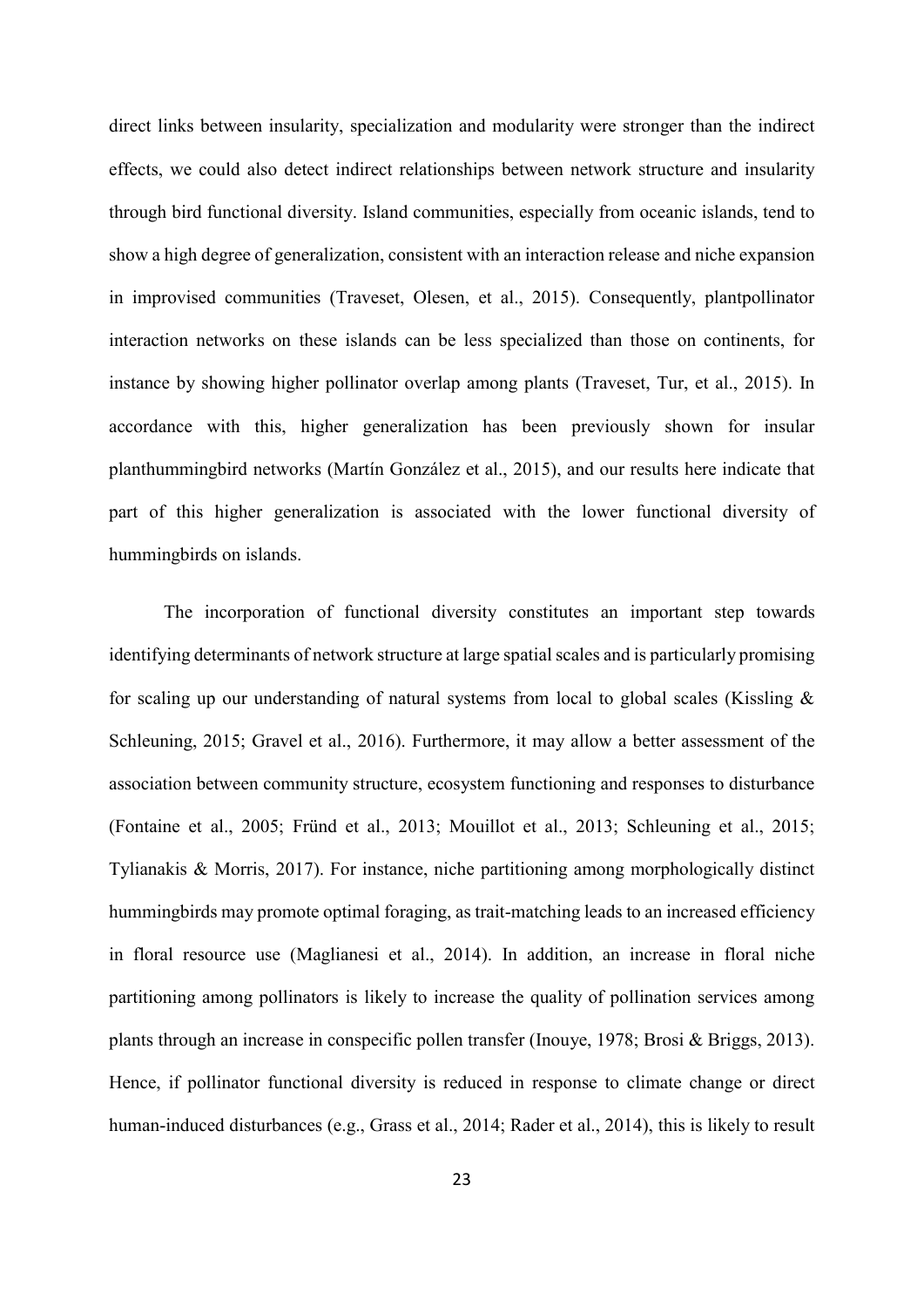direct links between insularity, specialization and modularity were stronger than the indirect effects, we could also detect indirect relationships between network structure and insularity through bird functional diversity. Island communities, especially from oceanic islands, tend to show a high degree of generalization, consistent with an interaction release and niche expansion in improvised communities (Traveset, Olesen, et al., 2015). Consequently, plantpollinator interaction networks on these islands can be less specialized than those on continents, for instance by showing higher pollinator overlap among plants (Traveset, Tur, et al., 2015). In accordance with this, higher generalization has been previously shown for insular planthummingbird networks (Martín González et al., 2015), and our results here indicate that part of this higher generalization is associated with the lower functional diversity of hummingbirds on islands.

The incorporation of functional diversity constitutes an important step towards identifying determinants of network structure at large spatial scales and is particularly promising for scaling up our understanding of natural systems from local to global scales (Kissling & Schleuning, 2015; Gravel et al., 2016). Furthermore, it may allow a better assessment of the association between community structure, ecosystem functioning and responses to disturbance (Fontaine et al., 2005; Fründ et al., 2013; Mouillot et al., 2013; Schleuning et al., 2015; Tylianakis & Morris, 2017). For instance, niche partitioning among morphologically distinct hummingbirds may promote optimal foraging, as trait-matching leads to an increased efficiency in floral resource use (Maglianesi et al., 2014). In addition, an increase in floral niche partitioning among pollinators is likely to increase the quality of pollination services among plants through an increase in conspecific pollen transfer (Inouye, 1978; Brosi & Briggs, 2013). Hence, if pollinator functional diversity is reduced in response to climate change or direct human-induced disturbances (e.g., Grass et al., 2014; Rader et al., 2014), this is likely to result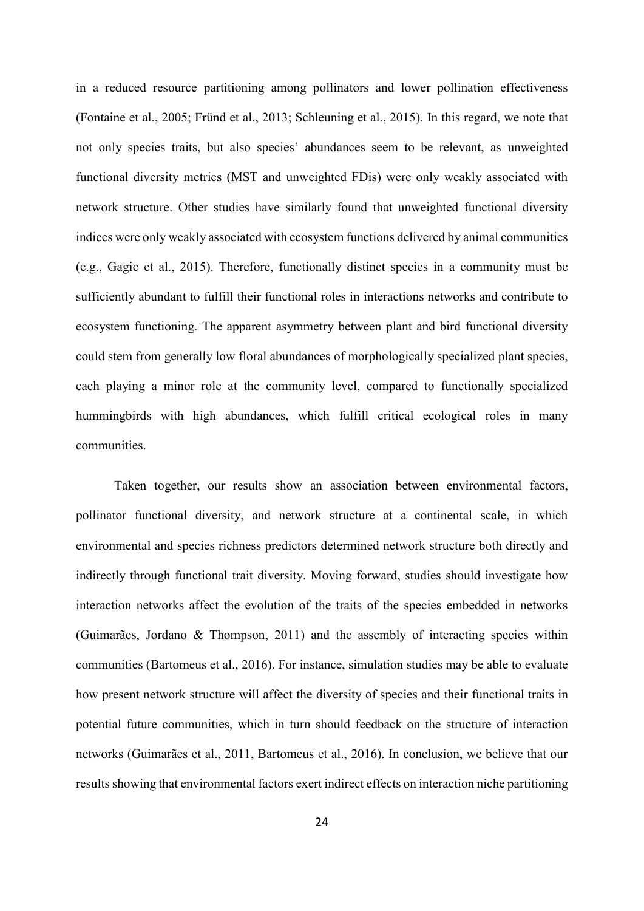in a reduced resource partitioning among pollinators and lower pollination effectiveness (Fontaine et al., 2005; Fründ et al., 2013; Schleuning et al., 2015). In this regard, we note that not only species traits, but also species' abundances seem to be relevant, as unweighted functional diversity metrics (MST and unweighted FDis) were only weakly associated with network structure. Other studies have similarly found that unweighted functional diversity indices were only weakly associated with ecosystem functions delivered by animal communities (e.g., Gagic et al., 2015). Therefore, functionally distinct species in a community must be sufficiently abundant to fulfill their functional roles in interactions networks and contribute to ecosystem functioning. The apparent asymmetry between plant and bird functional diversity could stem from generally low floral abundances of morphologically specialized plant species, each playing a minor role at the community level, compared to functionally specialized hummingbirds with high abundances, which fulfill critical ecological roles in many communities.

Taken together, our results show an association between environmental factors, pollinator functional diversity, and network structure at a continental scale, in which environmental and species richness predictors determined network structure both directly and indirectly through functional trait diversity. Moving forward, studies should investigate how interaction networks affect the evolution of the traits of the species embedded in networks (Guimarães, Jordano & Thompson, 2011) and the assembly of interacting species within communities (Bartomeus et al., 2016). For instance, simulation studies may be able to evaluate how present network structure will affect the diversity of species and their functional traits in potential future communities, which in turn should feedback on the structure of interaction networks (Guimarães et al., 2011, Bartomeus et al., 2016). In conclusion, we believe that our results showing that environmental factors exert indirect effects on interaction niche partitioning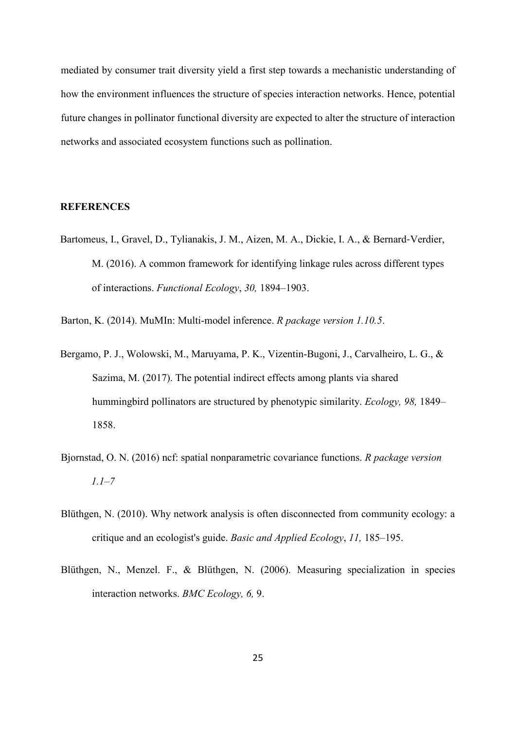mediated by consumer trait diversity yield a first step towards a mechanistic understanding of how the environment influences the structure of species interaction networks. Hence, potential future changes in pollinator functional diversity are expected to alter the structure of interaction networks and associated ecosystem functions such as pollination.

## REFERENCES

Bartomeus, I., Gravel, D., Tylianakis, J. M., Aizen, M. A., Dickie, I. A., & Bernard‐Verdier, M. (2016). A common framework for identifying linkage rules across different types of interactions. *Functional Ecology*, *30,* 1894–1903.

Barton, K. (2014). MuMIn: Multi-model inference. *R package version 1.10.5*.

Bergamo, P. J., Wolowski, M., Maruyama, P. K., Vizentin‐Bugoni, J., Carvalheiro, L. G., & Sazima, M. (2017). The potential indirect effects among plants via shared hummingbird pollinators are structured by phenotypic similarity. *Ecology, 98,* 1849–1858.

Bjornstad, O. N. (2016) ncf: spatial nonparametric covariance functions. *R package version 1.1–7*

Blüthgen, N. (2010). Why network analysis is often disconnected from community ecology: a critique and an ecologist's guide. *Basic and Applied Ecology*, *11,* 185–195.

Blüthgen, N., Menzel. F., & Blüthgen, N. (2006). Measuring specialization in species interaction networks. *BMC Ecology, 6,* 9.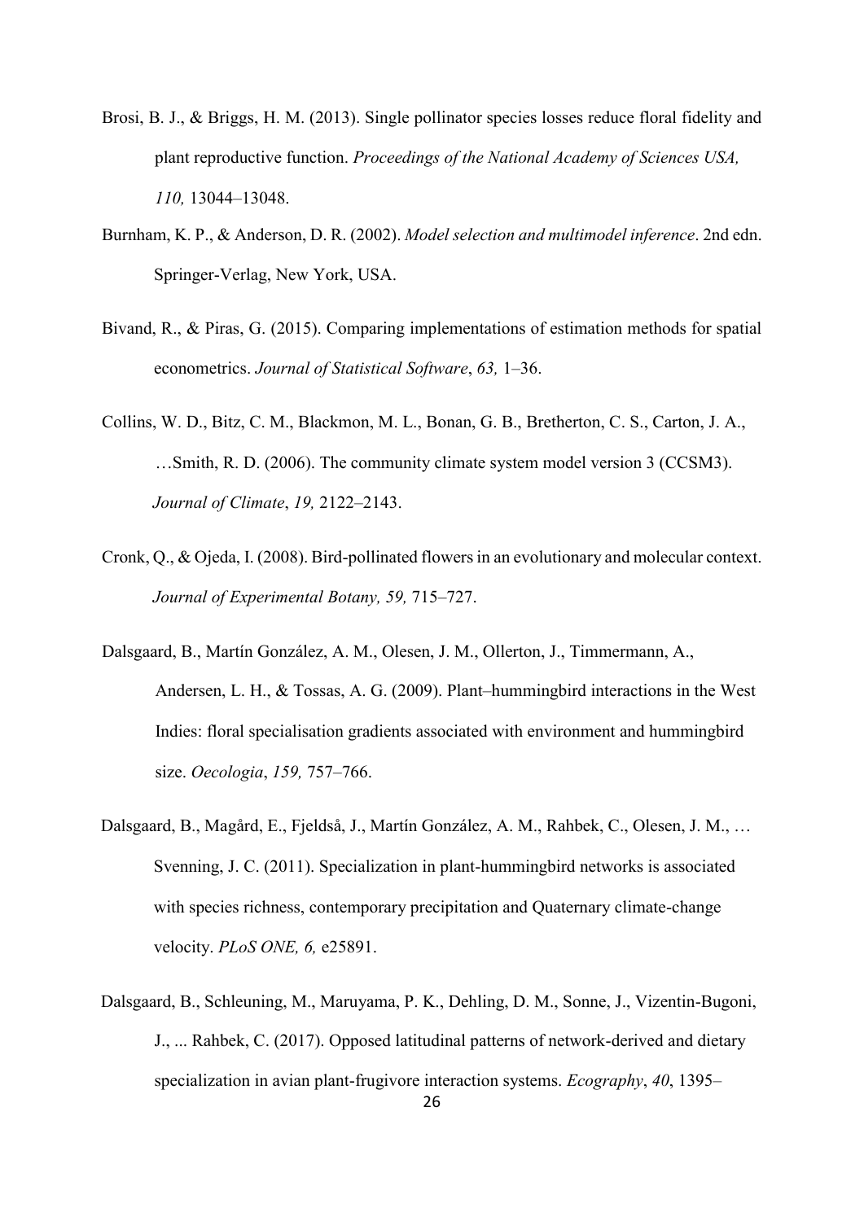Brosi, B. J., & Briggs, H. M. (2013). Single pollinator species losses reduce floral fidelity and plant reproductive function. *Proceedings of the National Academy of Sciences USA, 110,* 13044–13048.

Burnham, K. P., & Anderson, D. R. (2002). *Model selection and multimodel inference*. 2nd edn. Springer-Verlag, New York, USA.

Bivand, R., & Piras, G. (2015). Comparing implementations of estimation methods for spatial econometrics. *Journal of Statistical Software*, *63,* 1–36.

Collins, W. D., Bitz, C. M., Blackmon, M. L., Bonan, G. B., Bretherton, C. S., Carton, J. A., …Smith, R. D. (2006). The community climate system model version 3 (CCSM3). *Journal of Climate*, *19,* 2122–2143.

Cronk, Q., & Ojeda, I. (2008). Bird-pollinated flowers in an evolutionary and molecular context. *Journal of Experimental Botany, 59,* 715–727.

Dalsgaard, B., Martín González, A. M., Olesen, J. M., Ollerton, J., Timmermann, A., Andersen, L. H., & Tossas, A. G. (2009). Plant–hummingbird interactions in the West Indies: floral specialisation gradients associated with environment and hummingbird size. *Oecologia*, *159,* 757–766.

Dalsgaard, B., Magård, E., Fjeldså, J., Martín González, A. M., Rahbek, C., Olesen, J. M., … Svenning, J. C. (2011). Specialization in plant-hummingbird networks is associated with species richness, contemporary precipitation and Quaternary climate-change velocity. *PLoS ONE, 6,* e25891.

Dalsgaard, B., Schleuning, M., Maruyama, P. K., Dehling, D. M., Sonne, J., Vizentin-Bugoni, J., ... Rahbek, C. (2017). Opposed latitudinal patterns of network-derived and dietary specialization in avian plant-frugivore interaction systems. *Ecography*, *40*, 1395–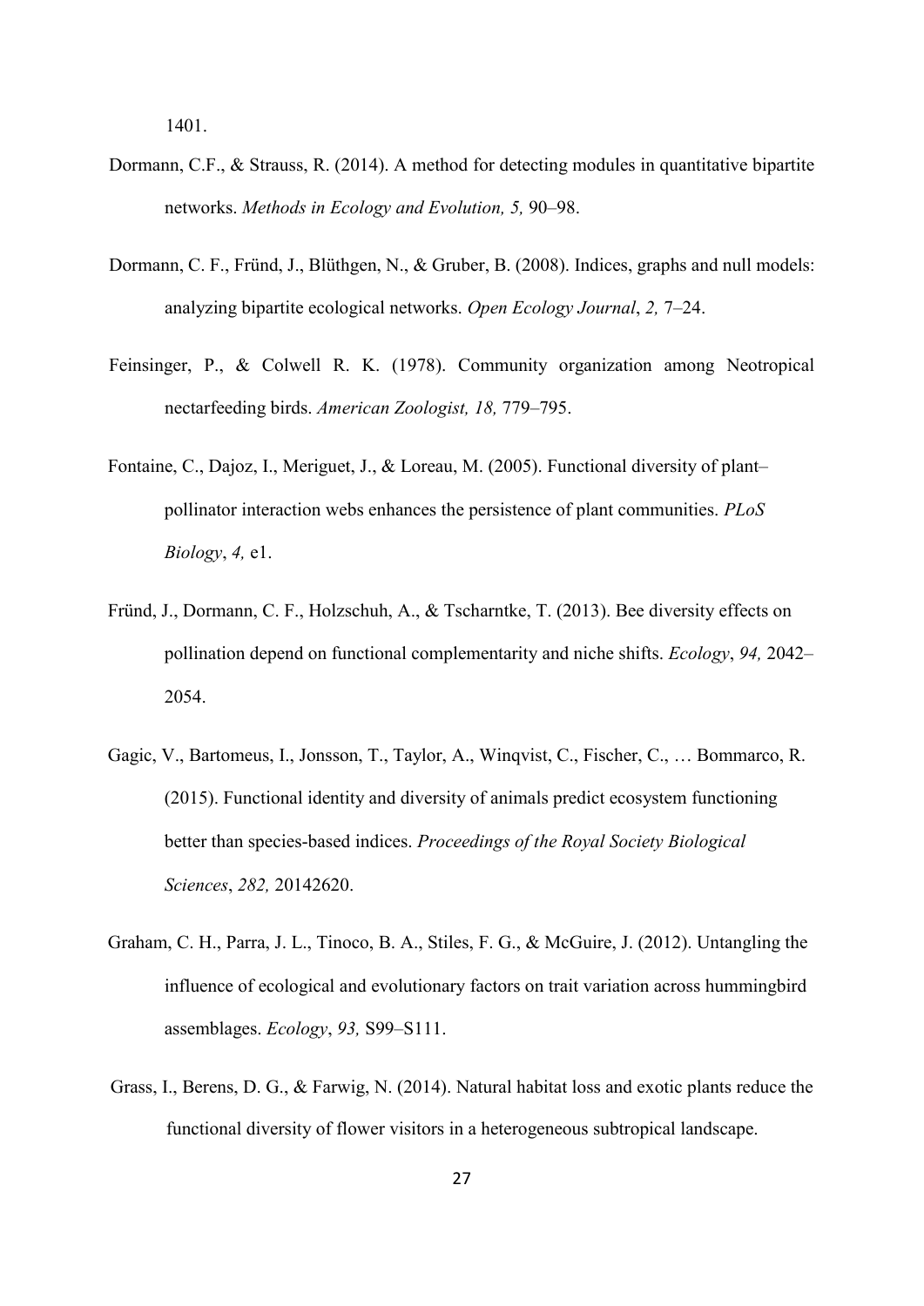1401.

Dormann, C.F., & Strauss, R. (2014). A method for detecting modules in quantitative bipartite networks. *Methods in Ecology and Evolution, 5,* 90–98.

Dormann, C. F., Fründ, J., Blüthgen, N., & Gruber, B. (2008). Indices, graphs and null models: analyzing bipartite ecological networks. *Open Ecology Journal*, *2,* 7–24.

Feinsinger, P., & Colwell R. K. (1978). Community organization among Neotropical nectarfeeding birds. *American Zoologist, 18,* 779–795.

Fontaine, C., Dajoz, I., Meriguet, J., & Loreau, M. (2005). Functional diversity of plant–pollinator interaction webs enhances the persistence of plant communities. *PLoS Biology*, *4,* e1.

Fründ, J., Dormann, C. F., Holzschuh, A., & Tscharntke, T. (2013). Bee diversity effects on pollination depend on functional complementarity and niche shifts. *Ecology*, *94,* 2042–2054.

Gagic, V., Bartomeus, I., Jonsson, T., Taylor, A., Winqvist, C., Fischer, C., … Bommarco, R. (2015). Functional identity and diversity of animals predict ecosystem functioning better than species-based indices. *Proceedings of the Royal Society Biological Sciences*, *282,* 20142620.

Graham, C. H., Parra, J. L., Tinoco, B. A., Stiles, F. G., & McGuire, J. (2012). Untangling the influence of ecological and evolutionary factors on trait variation across hummingbird assemblages. *Ecology*, *93,* S99–S111.

Grass, I., Berens, D. G., & Farwig, N. (2014). Natural habitat loss and exotic plants reduce the functional diversity of flower visitors in a heterogeneous subtropical landscape.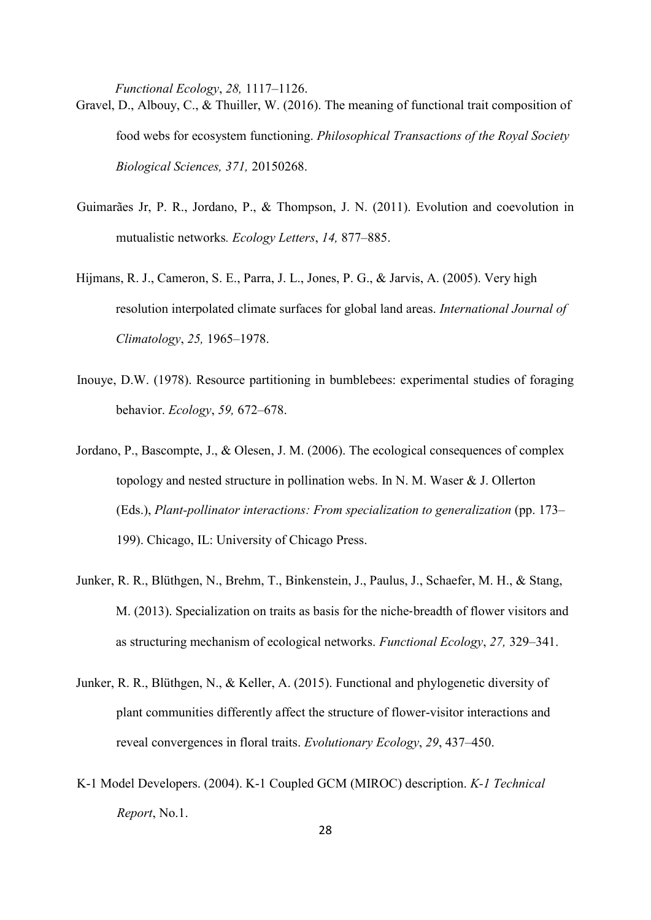*Functional Ecology*, *28,* 1117–1126.

Gravel, D., Albouy, C., & Thuiller, W. (2016). The meaning of functional trait composition of food webs for ecosystem functioning. *Philosophical Transactions of the Royal Society Biological Sciences, 371,* 20150268.

Guimarães Jr, P. R., Jordano, P., & Thompson, J. N. (2011). Evolution and coevolution in mutualistic networks*. Ecology Letters*, *14,* 877–885.

Hijmans, R. J., Cameron, S. E., Parra, J. L., Jones, P. G., & Jarvis, A. (2005). Very high resolution interpolated climate surfaces for global land areas. *International Journal of Climatology*, *25,* 1965–1978.

Inouye, D.W. (1978). Resource partitioning in bumblebees: experimental studies of foraging behavior. *Ecology*, *59,* 672–678.

Jordano, P., Bascompte, J., & Olesen, J. M. (2006). The ecological consequences of complex topology and nested structure in pollination webs. In N. M. Waser & J. Ollerton (Eds.), *Plant-pollinator interactions: From specialization to generalization* (pp. 173–199). Chicago, IL: University of Chicago Press.

Junker, R. R., Blüthgen, N., Brehm, T., Binkenstein, J., Paulus, J., Schaefer, M. H., & Stang, M. (2013). Specialization on traits as basis for the niche-breadth of flower visitors and as structuring mechanism of ecological networks. *Functional Ecology*, *27,* 329–341.

Junker, R. R., Blüthgen, N., & Keller, A. (2015). Functional and phylogenetic diversity of plant communities differently affect the structure of flower-visitor interactions and reveal convergences in floral traits. *Evolutionary Ecology*, *29*, 437–450.

K-1 Model Developers. (2004). K-1 Coupled GCM (MIROC) description. *K-1 Technical Report*, No.1.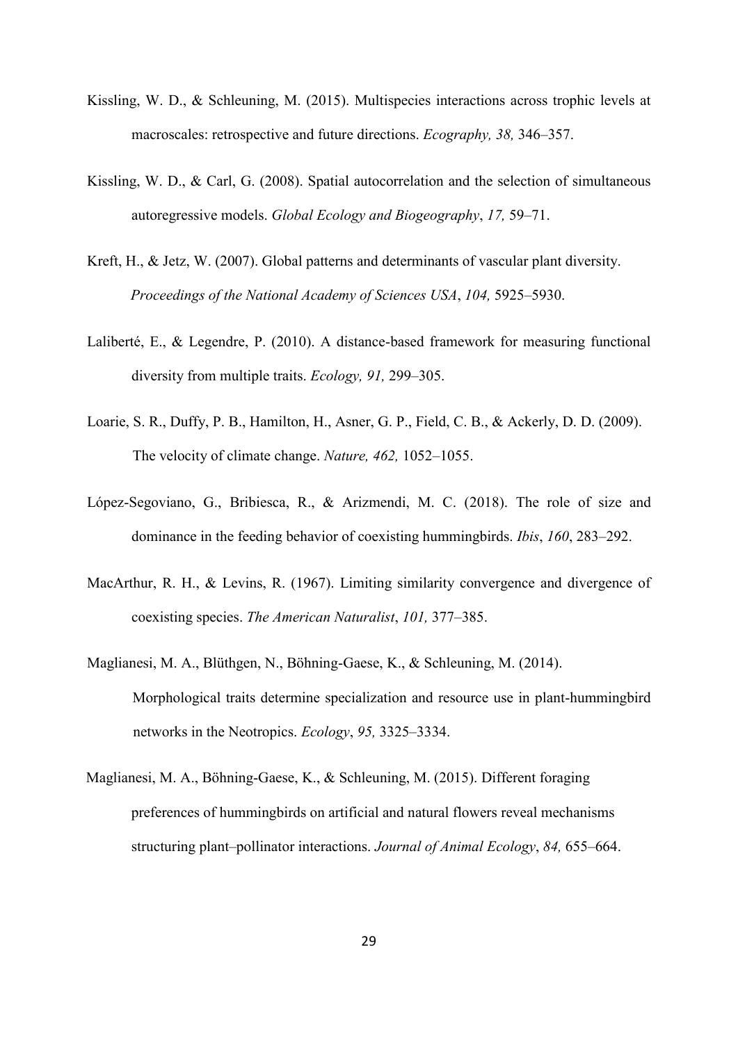Kissling, W. D., & Schleuning, M. (2015). Multispecies interactions across trophic levels at macroscales: retrospective and future directions. *Ecography, 38,* 346–357.

Kissling, W. D., & Carl, G. (2008). Spatial autocorrelation and the selection of simultaneous autoregressive models. *Global Ecology and Biogeography*, *17,* 59–71.

Kreft, H., & Jetz, W. (2007). Global patterns and determinants of vascular plant diversity. *Proceedings of the National Academy of Sciences USA*, *104,* 5925–5930.

Laliberté, E., & Legendre, P. (2010). A distance-based framework for measuring functional diversity from multiple traits. *Ecology, 91,* 299–305.

Loarie, S. R., Duffy, P. B., Hamilton, H., Asner, G. P., Field, C. B., & Ackerly, D. D. (2009). The velocity of climate change. *Nature, 462,* 1052–1055.

López-Segoviano, G., Bribiesca, R., & Arizmendi, M. C. (2018). The role of size and dominance in the feeding behavior of coexisting hummingbirds. *Ibis*, *160*, 283–292.

MacArthur, R. H., & Levins, R. (1967). Limiting similarity convergence and divergence of coexisting species. *The American Naturalist*, *101,* 377–385.

Maglianesi, M. A., Blüthgen, N., Böhning-Gaese, K., & Schleuning, M. (2014). Morphological traits determine specialization and resource use in plant-hummingbird networks in the Neotropics. *Ecology*, *95,* 3325–3334.

Maglianesi, M. A., Böhning-Gaese, K., & Schleuning, M. (2015). Different foraging preferences of hummingbirds on artificial and natural flowers reveal mechanisms structuring plant–pollinator interactions. *Journal of Animal Ecology*, *84,* 655–664.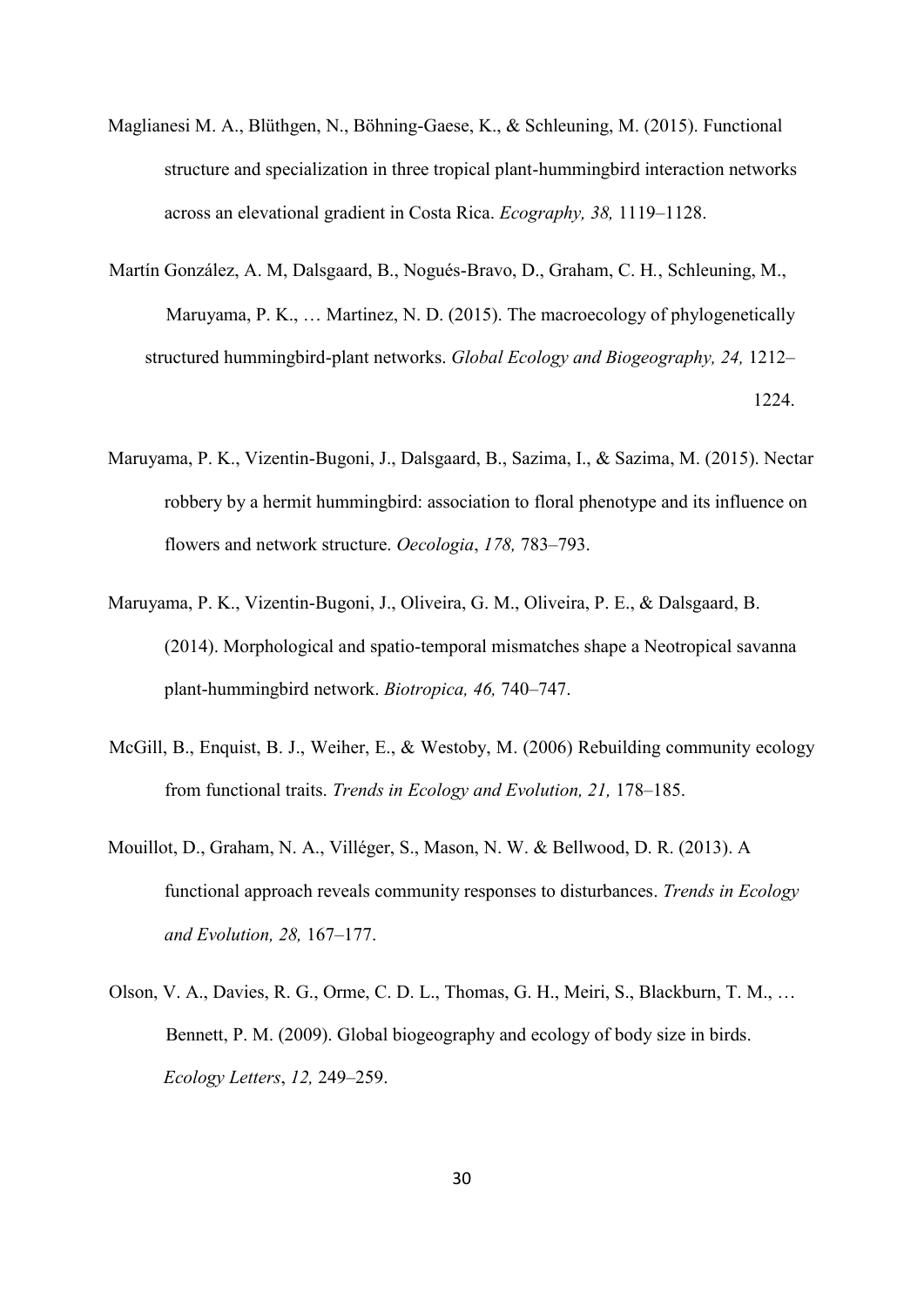Maglianesi M. A., Blüthgen, N., Böhning-Gaese, K., & Schleuning, M. (2015). Functional structure and specialization in three tropical plant-hummingbird interaction networks across an elevational gradient in Costa Rica. *Ecography, 38,* 1119–1128.

Martín González, A. M, Dalsgaard, B., Nogués-Bravo, D., Graham, C. H., Schleuning, M., Maruyama, P. K., … Martinez, N. D. (2015). The macroecology of phylogenetically structured hummingbird-plant networks. *Global Ecology and Biogeography, 24,* 1212–1224.

Maruyama, P. K., Vizentin-Bugoni, J., Dalsgaard, B., Sazima, I., & Sazima, M. (2015). Nectar robbery by a hermit hummingbird: association to floral phenotype and its influence on flowers and network structure. *Oecologia*, *178,* 783–793.

Maruyama, P. K., Vizentin-Bugoni, J., Oliveira, G. M., Oliveira, P. E., & Dalsgaard, B. (2014). Morphological and spatio-temporal mismatches shape a Neotropical savanna plant-hummingbird network. *Biotropica, 46,* 740–747.

McGill, B., Enquist, B. J., Weiher, E., & Westoby, M. (2006) Rebuilding community ecology from functional traits. *Trends in Ecology and Evolution, 21,* 178–185.

Mouillot, D., Graham, N. A., Villéger, S., Mason, N. W. & Bellwood, D. R. (2013). A functional approach reveals community responses to disturbances. *Trends in Ecology and Evolution, 28,* 167–177.

Olson, V. A., Davies, R. G., Orme, C. D. L., Thomas, G. H., Meiri, S., Blackburn, T. M., … Bennett, P. M. (2009). Global biogeography and ecology of body size in birds. *Ecology Letters*, *12,* 249–259.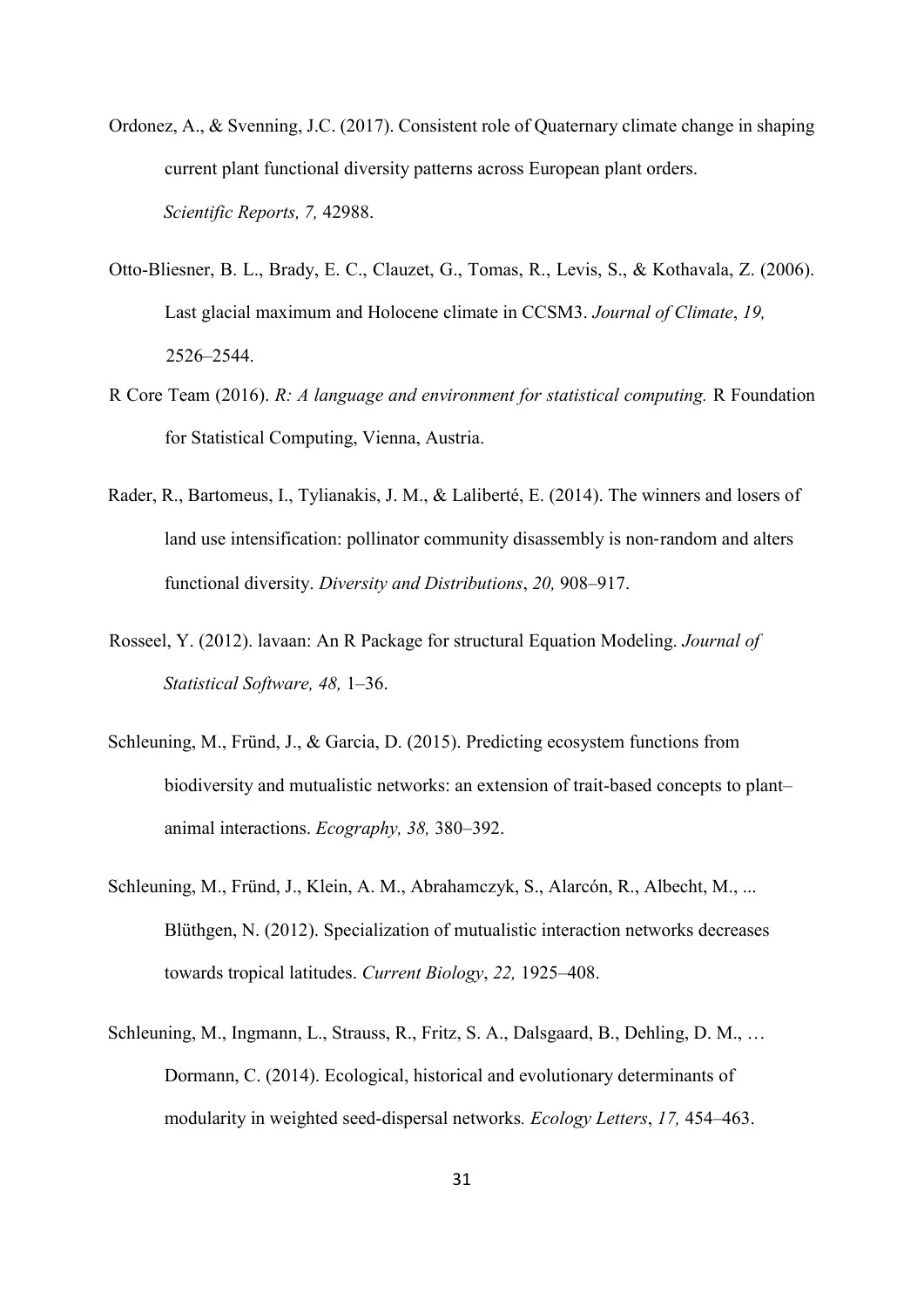Ordonez, A., & Svenning, J.C. (2017). Consistent role of Quaternary climate change in shaping current plant functional diversity patterns across European plant orders. *Scientific Reports, 7,* 42988.

Otto-Bliesner, B. L., Brady, E. C., Clauzet, G., Tomas, R., Levis, S., & Kothavala, Z. (2006). Last glacial maximum and Holocene climate in CCSM3. *Journal of Climate*, *19,* 2526–2544.

R Core Team (2016). *R: A language and environment for statistical computing.* R Foundation for Statistical Computing, Vienna, Austria.

Rader, R., Bartomeus, I., Tylianakis, J. M., & Laliberté, E. (2014). The winners and losers of land use intensification: pollinator community disassembly is non-random and alters functional diversity. *Diversity and Distributions*, *20,* 908–917.

Rosseel, Y. (2012). lavaan: An R Package for structural Equation Modeling. *Journal of Statistical Software, 48,* 1–36.

Schleuning, M., Fründ, J., & Garcia, D. (2015). Predicting ecosystem functions from biodiversity and mutualistic networks: an extension of trait-based concepts to plant–animal interactions. *Ecography, 38,* 380–392.

Schleuning, M., Fründ, J., Klein, A. M., Abrahamczyk, S., Alarcón, R., Albecht, M., ... Blüthgen, N. (2012). Specialization of mutualistic interaction networks decreases towards tropical latitudes. *Current Biology*, *22,* 1925–408.

Schleuning, M., Ingmann, L., Strauss, R., Fritz, S. A., Dalsgaard, B., Dehling, D. M., … Dormann, C. (2014). Ecological, historical and evolutionary determinants of modularity in weighted seed-dispersal networks*. Ecology Letters*, *17,* 454–463.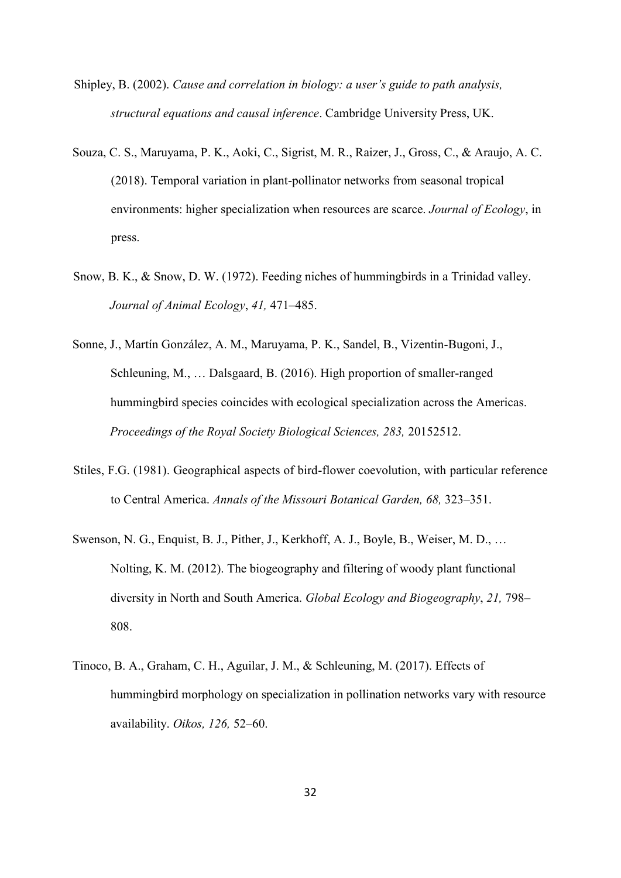Shipley, B. (2002). *Cause and correlation in biology: a user's guide to path analysis, structural equations and causal inference*. Cambridge University Press, UK.

Souza, C. S., Maruyama, P. K., Aoki, C., Sigrist, M. R., Raizer, J., Gross, C., & Araujo, A. C. (2018). Temporal variation in plant-pollinator networks from seasonal tropical environments: higher specialization when resources are scarce. *Journal of Ecology*, in press.

Snow, B. K., & Snow, D. W. (1972). Feeding niches of hummingbirds in a Trinidad valley. *Journal of Animal Ecology*, *41,* 471–485.

Sonne, J., Martín González, A. M., Maruyama, P. K., Sandel, B., Vizentin-Bugoni, J., Schleuning, M., … Dalsgaard, B. (2016). High proportion of smaller-ranged hummingbird species coincides with ecological specialization across the Americas. *Proceedings of the Royal Society Biological Sciences, 283,* 20152512.

Stiles, F.G. (1981). Geographical aspects of bird-flower coevolution, with particular reference to Central America. *Annals of the Missouri Botanical Garden, 68,* 323–351.

Swenson, N. G., Enquist, B. J., Pither, J., Kerkhoff, A. J., Boyle, B., Weiser, M. D., … Nolting, K. M. (2012). The biogeography and filtering of woody plant functional diversity in North and South America. *Global Ecology and Biogeography*, *21,* 798–808.

Tinoco, B. A., Graham, C. H., Aguilar, J. M., & Schleuning, M. (2017). Effects of hummingbird morphology on specialization in pollination networks vary with resource availability. *Oikos, 126,* 52–60.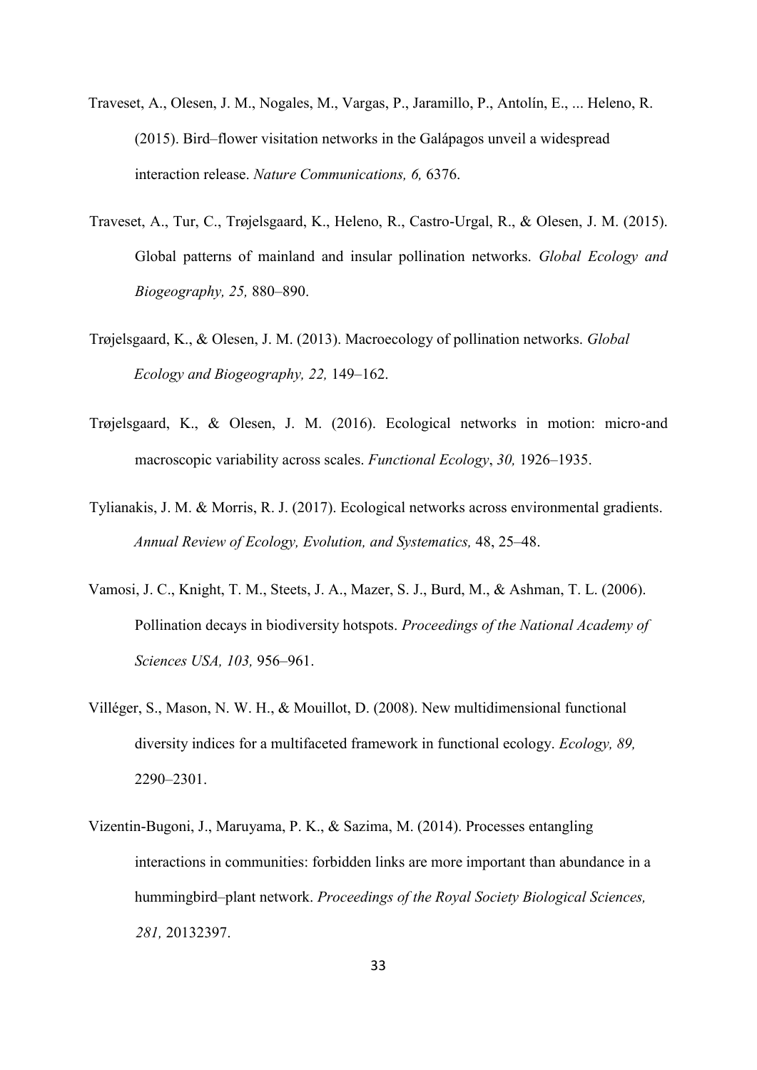Traveset, A., Olesen, J. M., Nogales, M., Vargas, P., Jaramillo, P., Antolín, E., ... Heleno, R. (2015). Bird–flower visitation networks in the Galápagos unveil a widespread interaction release. *Nature Communications, 6,* 6376.

Traveset, A., Tur, C., Trøjelsgaard, K., Heleno, R., Castro-Urgal, R., & Olesen, J. M. (2015). Global patterns of mainland and insular pollination networks. *Global Ecology and Biogeography, 25,* 880–890.

Trøjelsgaard, K., & Olesen, J. M. (2013). Macroecology of pollination networks. *Global Ecology and Biogeography, 22,* 149–162.

Trøjelsgaard, K., & Olesen, J. M. (2016). Ecological networks in motion: micro-and macroscopic variability across scales. *Functional Ecology*, *30,* 1926–1935.

Tylianakis, J. M. & Morris, R. J. (2017). Ecological networks across environmental gradients. *Annual Review of Ecology, Evolution, and Systematics,* 48, 25–48.

Vamosi, J. C., Knight, T. M., Steets, J. A., Mazer, S. J., Burd, M., & Ashman, T. L. (2006). Pollination decays in biodiversity hotspots. *Proceedings of the National Academy of Sciences USA, 103,* 956–961.

Villéger, S., Mason, N. W. H., & Mouillot, D. (2008). New multidimensional functional diversity indices for a multifaceted framework in functional ecology. *Ecology, 89,* 2290–2301.

Vizentin-Bugoni, J., Maruyama, P. K., & Sazima, M. (2014). Processes entangling interactions in communities: forbidden links are more important than abundance in a hummingbird–plant network. *Proceedings of the Royal Society Biological Sciences, 281,* 20132397.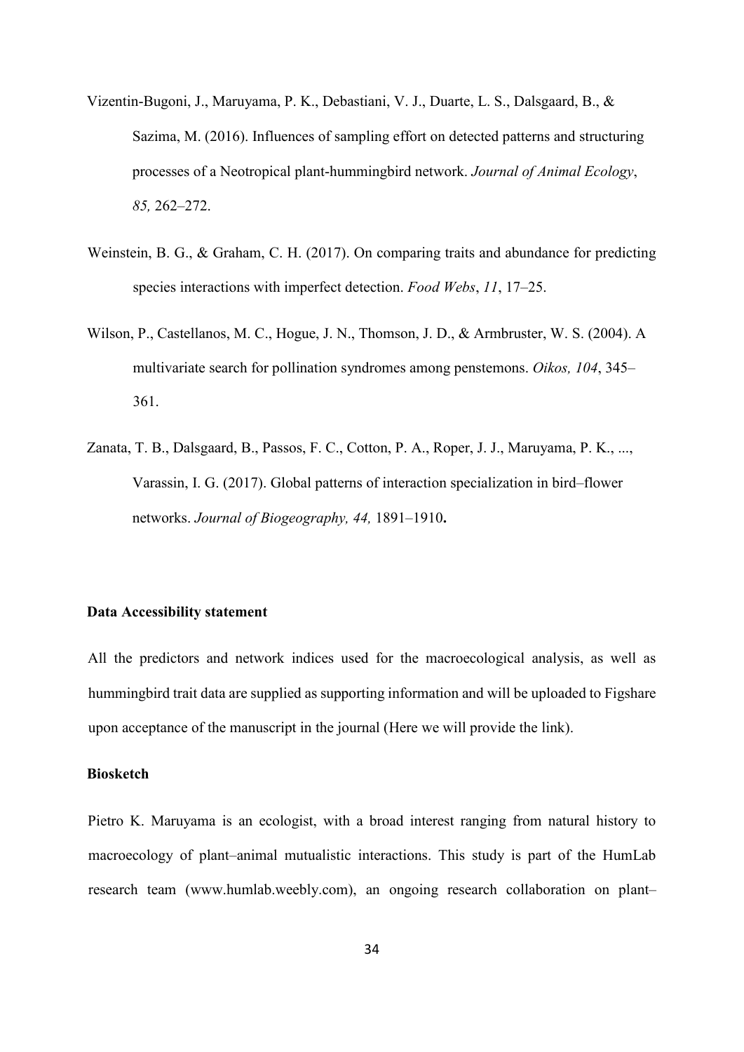Vizentin-Bugoni, J., Maruyama, P. K., Debastiani, V. J., Duarte, L. S., Dalsgaard, B., & Sazima, M. (2016). Influences of sampling effort on detected patterns and structuring processes of a Neotropical plant-hummingbird network. *Journal of Animal Ecology*, *85,* 262–272.

Weinstein, B. G., & Graham, C. H. (2017). On comparing traits and abundance for predicting species interactions with imperfect detection. *Food Webs*, *11*, 17–25.

Wilson, P., Castellanos, M. C., Hogue, J. N., Thomson, J. D., & Armbruster, W. S. (2004). A multivariate search for pollination syndromes among penstemons. *Oikos, 104*, 345–361.

Zanata, T. B., Dalsgaard, B., Passos, F. C., Cotton, P. A., Roper, J. J., Maruyama, P. K., ..., Varassin, I. G. (2017). Global patterns of interaction specialization in bird–flower networks. *Journal of Biogeography, 44,* 1891–1910**.**

**Data Accessibility statement**

All the predictors and network indices used for the macroecological analysis, as well as hummingbird trait data are supplied as supporting information and will be uploaded to Figshare upon acceptance of the manuscript in the journal (Here we will provide the link).

**Biosketch**

Pietro K. Maruyama is an ecologist, with a broad interest ranging from natural history to macroecology of plant–animal mutualistic interactions. This study is part of the HumLab research team (www.humlab.weebly.com), an ongoing research collaboration on plant–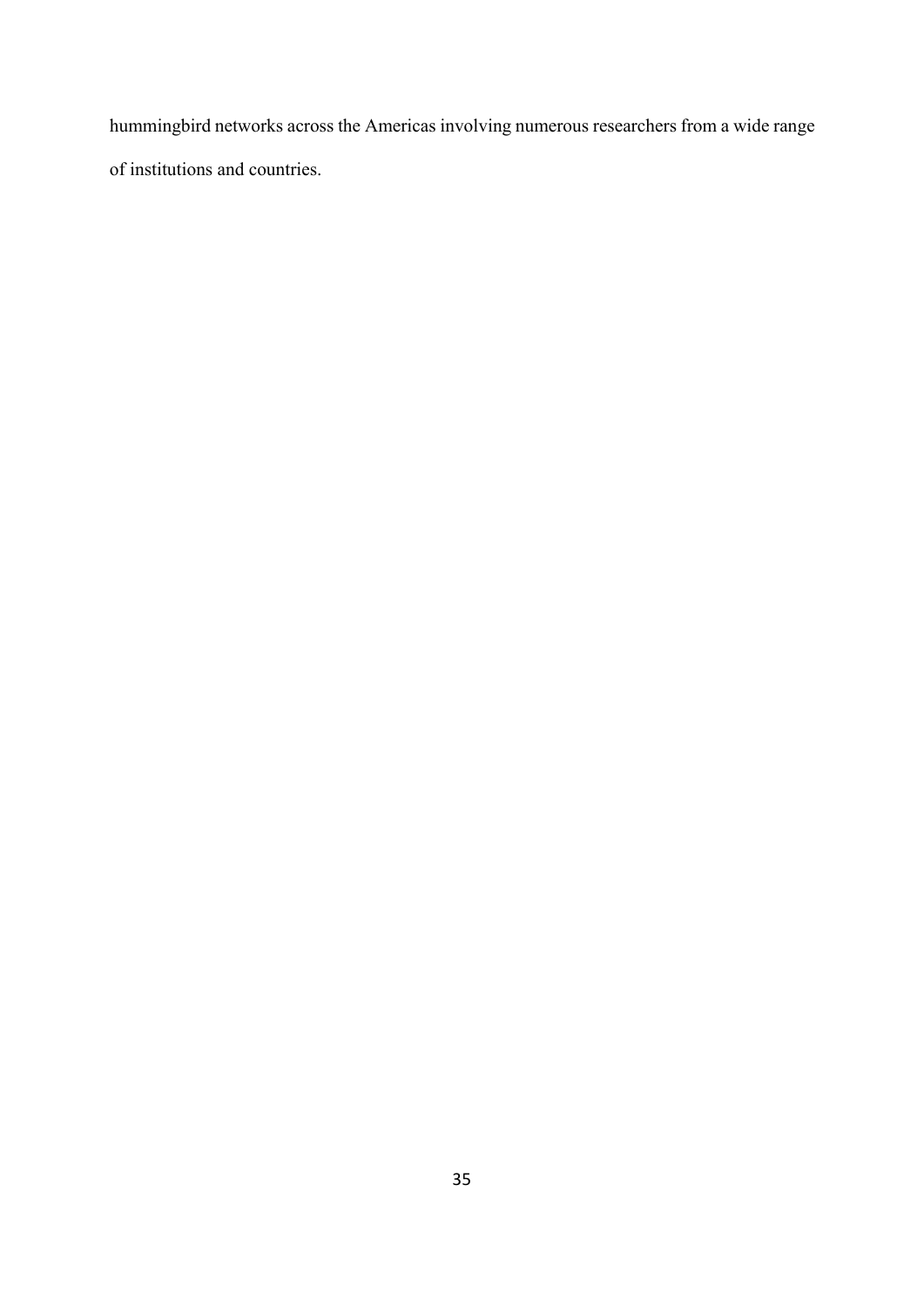hummingbird networks across the Americas involving numerous researchers from a wide range of institutions and countries.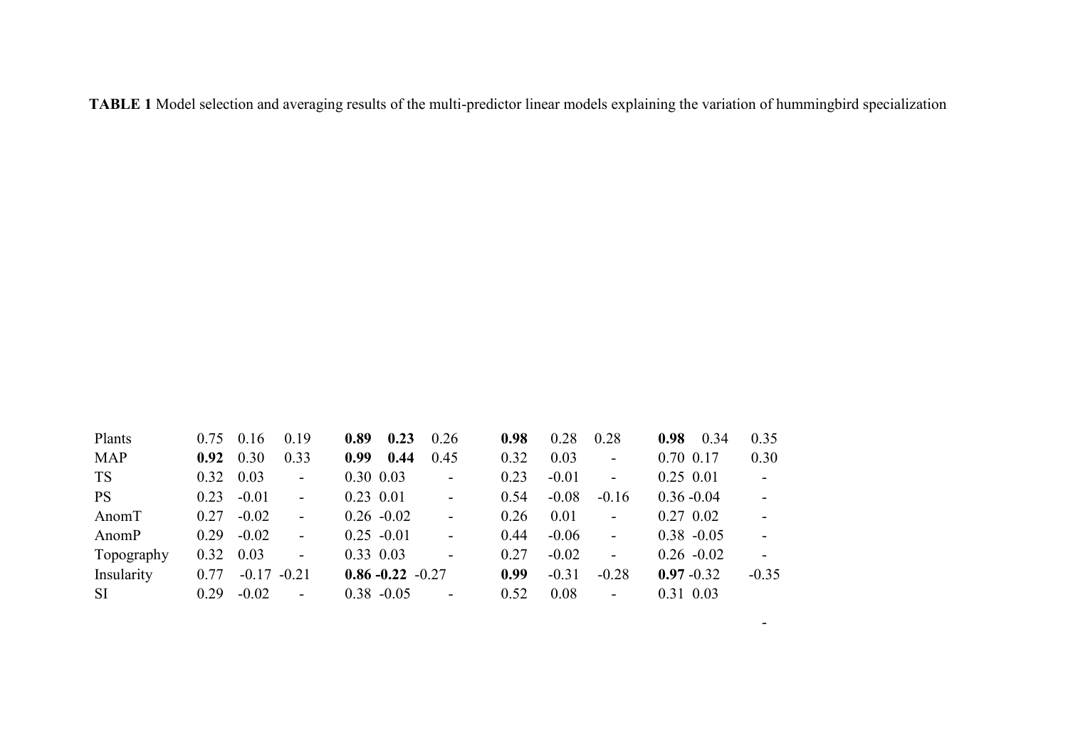**TABLE 1** Model selection and averaging results of the multi-predictor linear models explaining the variation of hummingbird specialization

| | | | | | | | | | | | | |
|---|---|---|---|---|---|---|---|---|---|---|---|---|
| Plants | 0.75 | 0.16 | 0.19 | **0.89** | **0.23** | 0.26 | **0.98** | 0.28 | 0.28 | **0.98** | 0.34 | 0.35 |
| MAP | **0.92** | 0.30 | 0.33 | **0.99** | **0.44** | 0.45 | 0.32 | 0.03 | - | 0.70 | 0.17 | 0.30 |
| TS | 0.32 | 0.03 | - | 0.30 | 0.03 | - | 0.23 | -0.01 | - | 0.25 | 0.01 | - |
| PS | 0.23 | -0.01 | - | 0.23 | 0.01 | - | 0.54 | -0.08 | -0.16 | 0.36 | -0.04 | - |
| AnomT | 0.27 | -0.02 | - | 0.26 | -0.02 | - | 0.26 | 0.01 | - | 0.27 | 0.02 | - |
| AnomP | 0.29 | -0.02 | - | 0.25 | -0.01 | - | 0.44 | -0.06 | - | 0.38 | -0.05 | - |
| Topography | 0.32 | 0.03 | - | 0.33 | 0.03 | - | 0.27 | -0.02 | - | 0.26 | -0.02 | - |
| Insularity | 0.77 | -0.17 | -0.21 | **0.86** | **-0.22** | -0.27 | **0.99** | -0.31 | -0.28 | **0.97** | -0.32 | -0.35 |
| SI | 0.29 | -0.02 | - | 0.38 | -0.05 | - | 0.52 | 0.08 | - | 0.31 | 0.03 | - |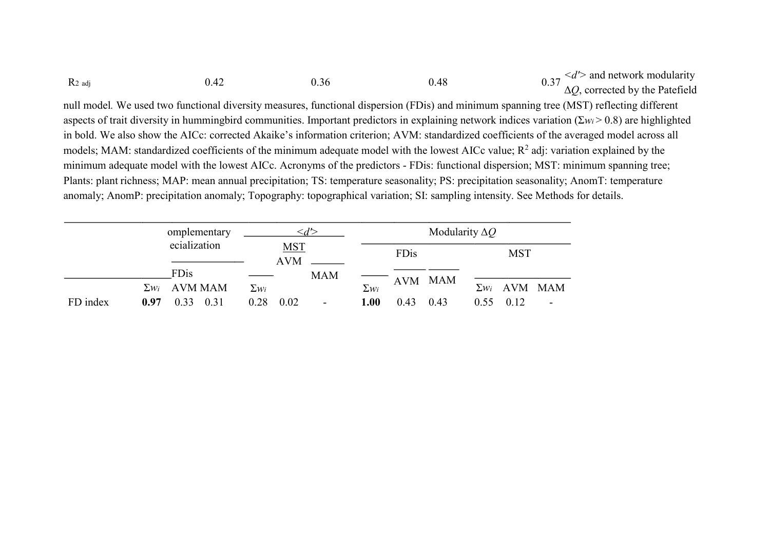| R2 adj | 0.42 | 0.36 | 0.48 | 0.37 |
|---|---|---|---|---|

<*d'*> and network modularity Δ*Q*, corrected by the Patefield null model. We used two functional diversity measures, functional dispersion (FDis) and minimum spanning tree (MST) reflecting different aspects of trait diversity in hummingbird communities. Important predictors in explaining network indices variation ($\Sigma w_i > 0.8$) are highlighted in bold. We also show the AICc: corrected Akaike's information criterion; AVM: standardized coefficients of the averaged model across all models; MAM: standardized coefficients of the minimum adequate model with the lowest AICc value; $R^2$ adj: variation explained by the minimum adequate model with the lowest AICc. Acronyms of the predictors - FDis: functional dispersion; MST: minimum spanning tree; Plants: plant richness; MAP: mean annual precipitation; TS: temperature seasonality; PS: precipitation seasonality; AnomT: temperature anomaly; AnomP: precipitation anomaly; Topography: topographical variation; SI: sampling intensity. See Methods for details.

| | omplementary ecialization <*d'*> | | | | | | Modularity Δ*Q* | | | | | |
|---|---|---|---|---|---|---|---|---|---|---|---|---|
| | FDis | | | MST | | | FDis | | | MST | | |
| | $\Sigma w_i$ | AVM | MAM | $\Sigma w_i$ | AVM | MAM | $\Sigma w_i$ | AVM | MAM | $\Sigma w_i$ | AVM | MAM |
| FD index | **0.97** | 0.33 | 0.31 | 0.28 | 0.02 | - | **1.00** | 0.43 | 0.43 | 0.55 | 0.12 | - |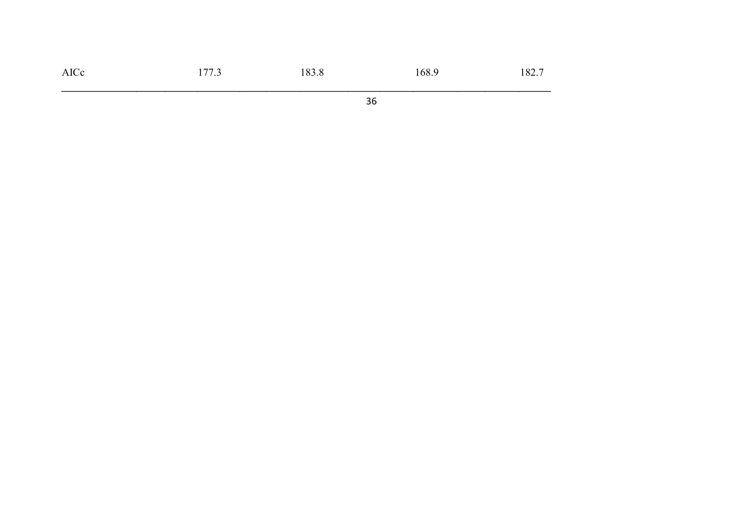| AICc | 177.3 | 183.8 | 168.9 | 182.7 |
|---|---|---|---|---|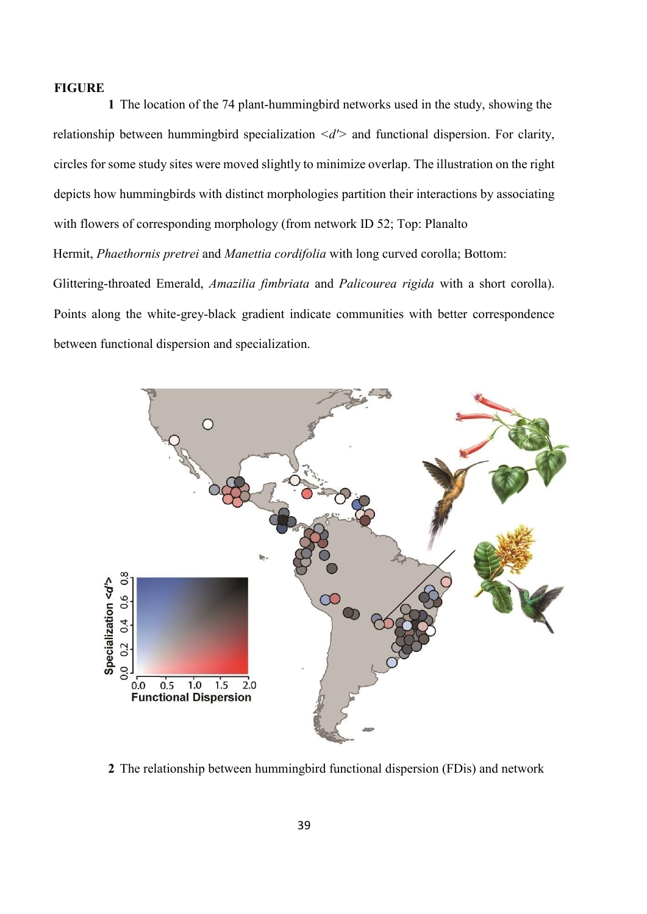**FIGURE**

**1** The location of the 74 plant-hummingbird networks used in the study, showing the relationship between hummingbird specialization <*d'*> and functional dispersion. For clarity, circles for some study sites were moved slightly to minimize overlap. The illustration on the right depicts how hummingbirds with distinct morphologies partition their interactions by associating with flowers of corresponding morphology (from network ID 52; Top: Planalto Hermit, *Phaethornis pretrei* and *Manettia cordifolia* with long curved corolla; Bottom: Glittering-throated Emerald, *Amazilia fimbriata* and *Palicourea rigida* with a short corolla). Points along the white-grey-black gradient indicate communities with better correspondence between functional dispersion and specialization.

**2** The relationship between hummingbird functional dispersion (FDis) and network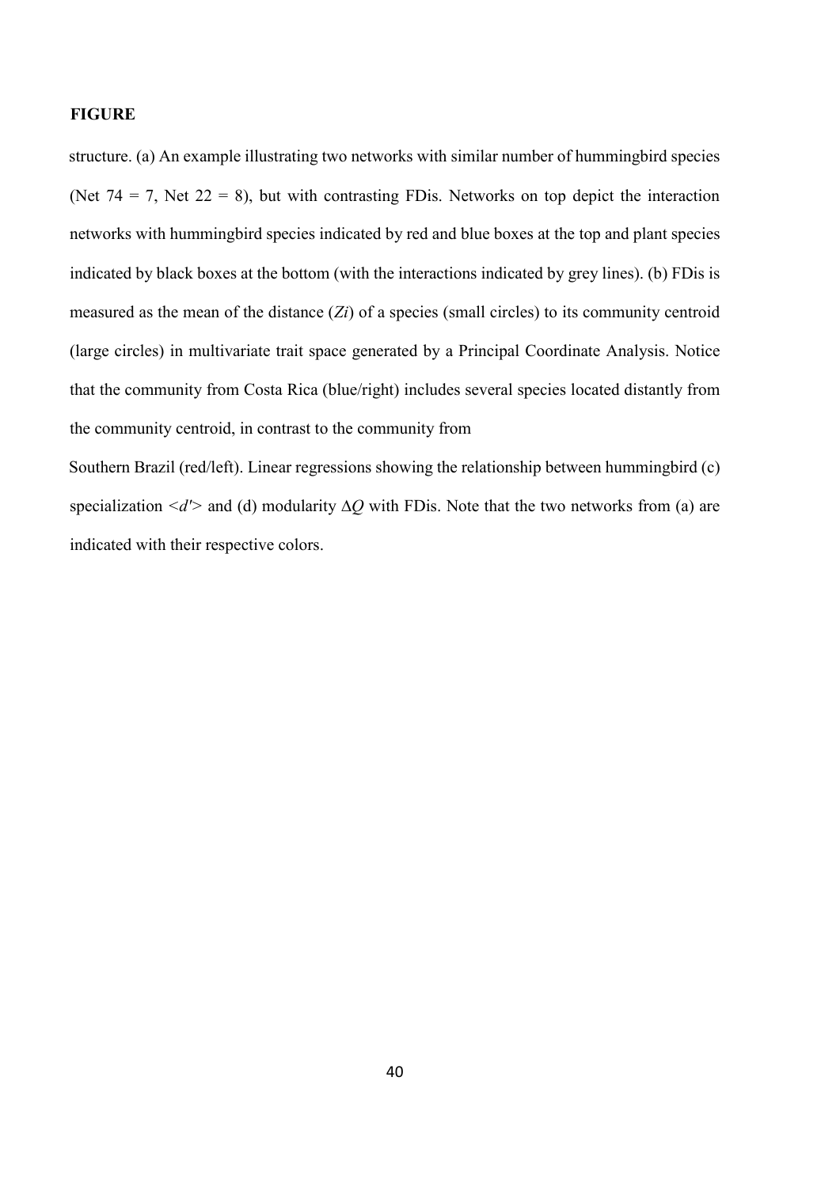**FIGURE**

structure. (a) An example illustrating two networks with similar number of hummingbird species (Net 74 = 7, Net 22 = 8), but with contrasting FDis. Networks on top depict the interaction networks with hummingbird species indicated by red and blue boxes at the top and plant species indicated by black boxes at the bottom (with the interactions indicated by grey lines). (b) FDis is measured as the mean of the distance ($Z_i$) of a species (small circles) to its community centroid (large circles) in multivariate trait space generated by a Principal Coordinate Analysis. Notice that the community from Costa Rica (blue/right) includes several species located distantly from the community centroid, in contrast to the community from

Southern Brazil (red/left). Linear regressions showing the relationship between hummingbird (c) specialization $<d'>$ and (d) modularity $\Delta Q$ with FDis. Note that the two networks from (a) are indicated with their respective colors.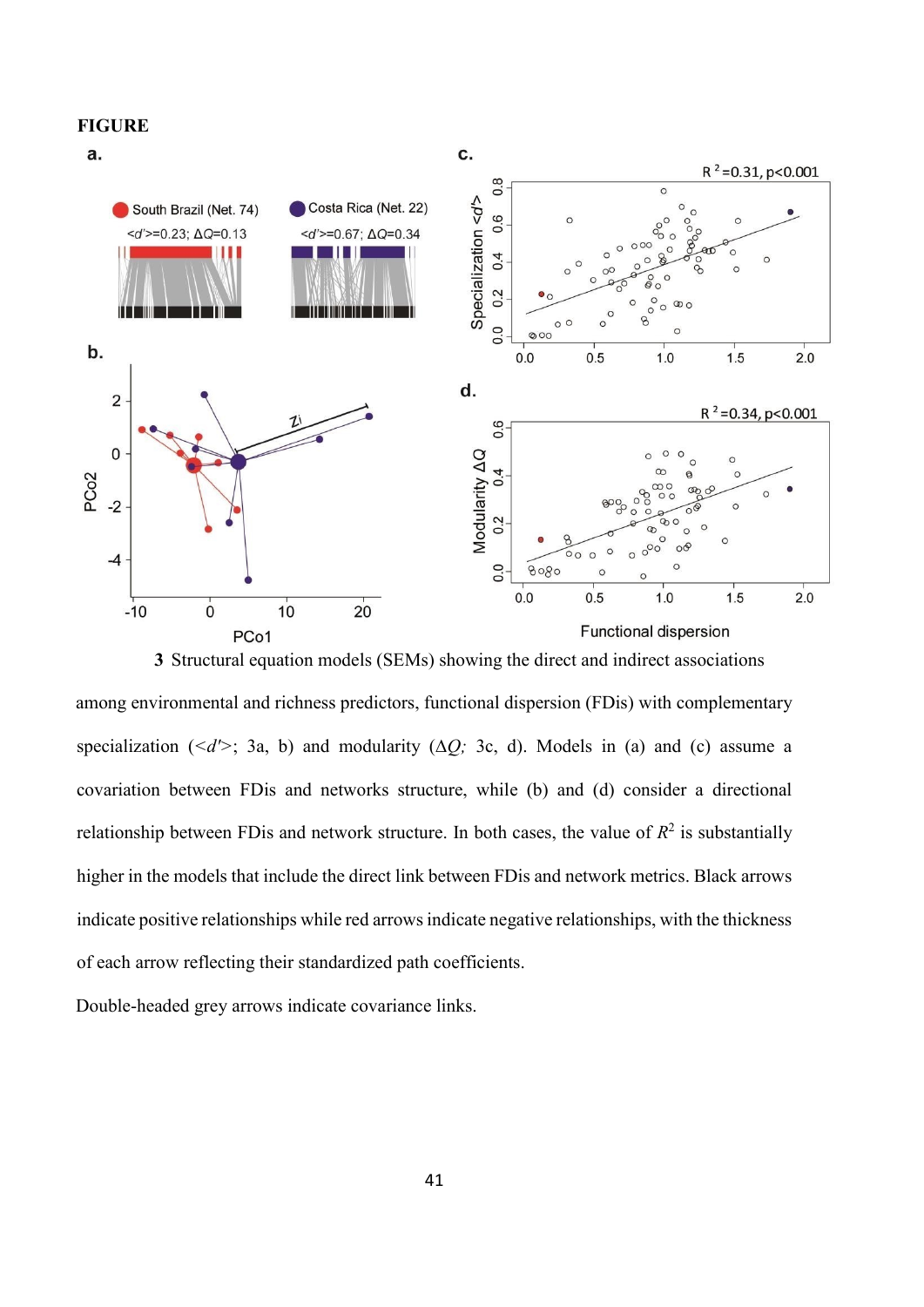**FIGURE**

**a.**

South Brazil (Net. 74) — $<d'>$=0.23; $\Delta Q$=0.13

Costa Rica (Net. 22) — $<d'>$=0.67; $\Delta Q$=0.34

**b.**

**c.**

$R^2$=0.31, p<0.001

**d.**

$R^2$=0.34, p<0.001

Functional dispersion

**3** Structural equation models (SEMs) showing the direct and indirect associations among environmental and richness predictors, functional dispersion (FDis) with complementary specialization ($<d'>$; 3a, b) and modularity ($\Delta Q$; 3c, d). Models in (a) and (c) assume a covariation between FDis and networks structure, while (b) and (d) consider a directional relationship between FDis and network structure. In both cases, the value of $R^2$ is substantially higher in the models that include the direct link between FDis and network metrics. Black arrows indicate positive relationships while red arrows indicate negative relationships, with the thickness of each arrow reflecting their standardized path coefficients.

Double-headed grey arrows indicate covariance links.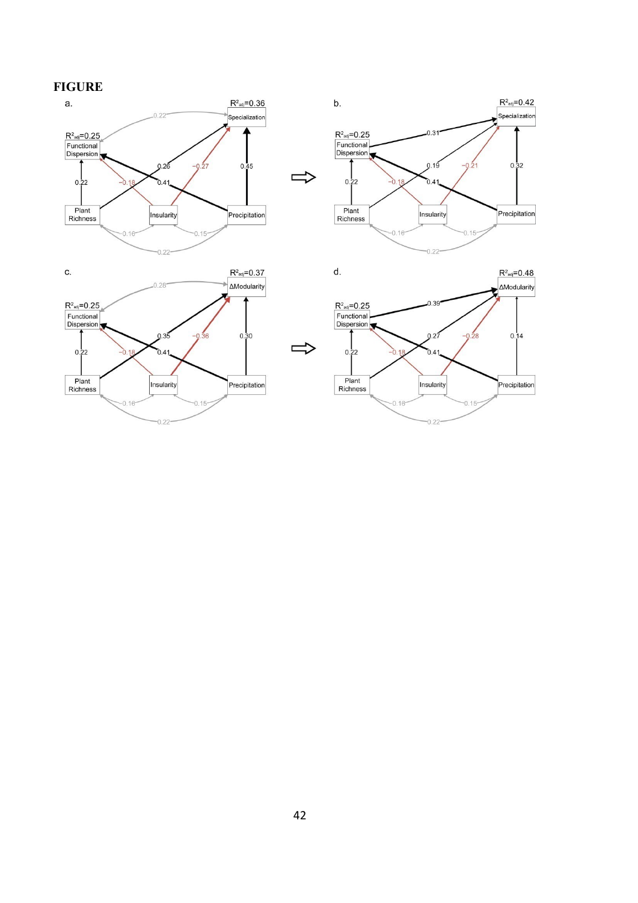# FIGURE

a.

$R^2_{adj}$=0.36

Specialization

$R^2_{adj}$=0.25

Functional Dispersion

0.22

0.26

−0.27

0.45

0.22

−0.18

0.41

Plant Richness

Insularity

Precipitation

0.16

0.15

0.22

b.

$R^2_{adj}$=0.42

Specialization

$R^2_{adj}$=0.25

Functional Dispersion

0.31

0.19

−0.21

0.32

0.22

−0.18

0.41

Plant Richness

Insularity

Precipitation

0.16

0.15

0.22

c.

$R^2_{adj}$=0.37

ΔModularity

$R^2_{adj}$=0.25

Functional Dispersion

0.28

0.35

−0.36

0.30

0.22

−0.18

0.41

Plant Richness

Insularity

Precipitation

0.16

0.15

0.22

d.

$R^2_{adj}$=0.48

ΔModularity

$R^2_{adj}$=0.25

Functional Dispersion

0.39

0.27

−0.28

0.14

0.22

−0.18

0.41

Plant Richness

Insularity

Precipitation

0.16

0.15

0.22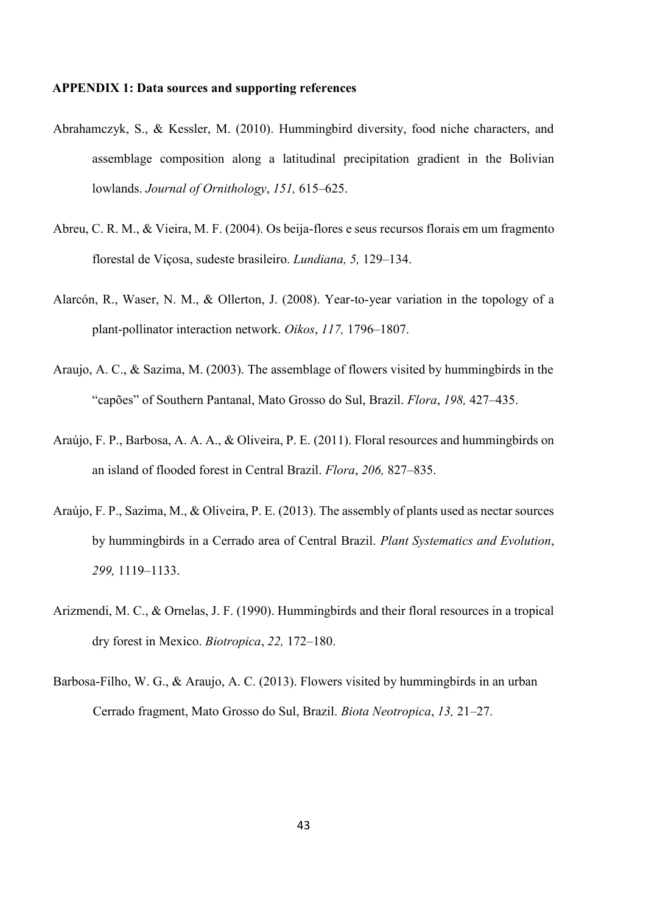**APPENDIX 1: Data sources and supporting references**

Abrahamczyk, S., & Kessler, M. (2010). Hummingbird diversity, food niche characters, and assemblage composition along a latitudinal precipitation gradient in the Bolivian lowlands. *Journal of Ornithology*, *151,* 615–625.

Abreu, C. R. M., & Vieira, M. F. (2004). Os beija-flores e seus recursos florais em um fragmento florestal de Viçosa, sudeste brasileiro. *Lundiana, 5,* 129–134.

Alarcón, R., Waser, N. M., & Ollerton, J. (2008). Year-to-year variation in the topology of a plant-pollinator interaction network. *Oikos*, *117,* 1796–1807.

Araujo, A. C., & Sazima, M. (2003). The assemblage of flowers visited by hummingbirds in the "capões" of Southern Pantanal, Mato Grosso do Sul, Brazil. *Flora*, *198,* 427–435.

Araújo, F. P., Barbosa, A. A. A., & Oliveira, P. E. (2011). Floral resources and hummingbirds on an island of flooded forest in Central Brazil. *Flora*, *206,* 827–835.

Araújo, F. P., Sazima, M., & Oliveira, P. E. (2013). The assembly of plants used as nectar sources by hummingbirds in a Cerrado area of Central Brazil. *Plant Systematics and Evolution*, *299,* 1119–1133.

Arizmendi, M. C., & Ornelas, J. F. (1990). Hummingbirds and their floral resources in a tropical dry forest in Mexico. *Biotropica*, *22,* 172–180.

Barbosa-Filho, W. G., & Araujo, A. C. (2013). Flowers visited by hummingbirds in an urban Cerrado fragment, Mato Grosso do Sul, Brazil. *Biota Neotropica*, *13,* 21–27.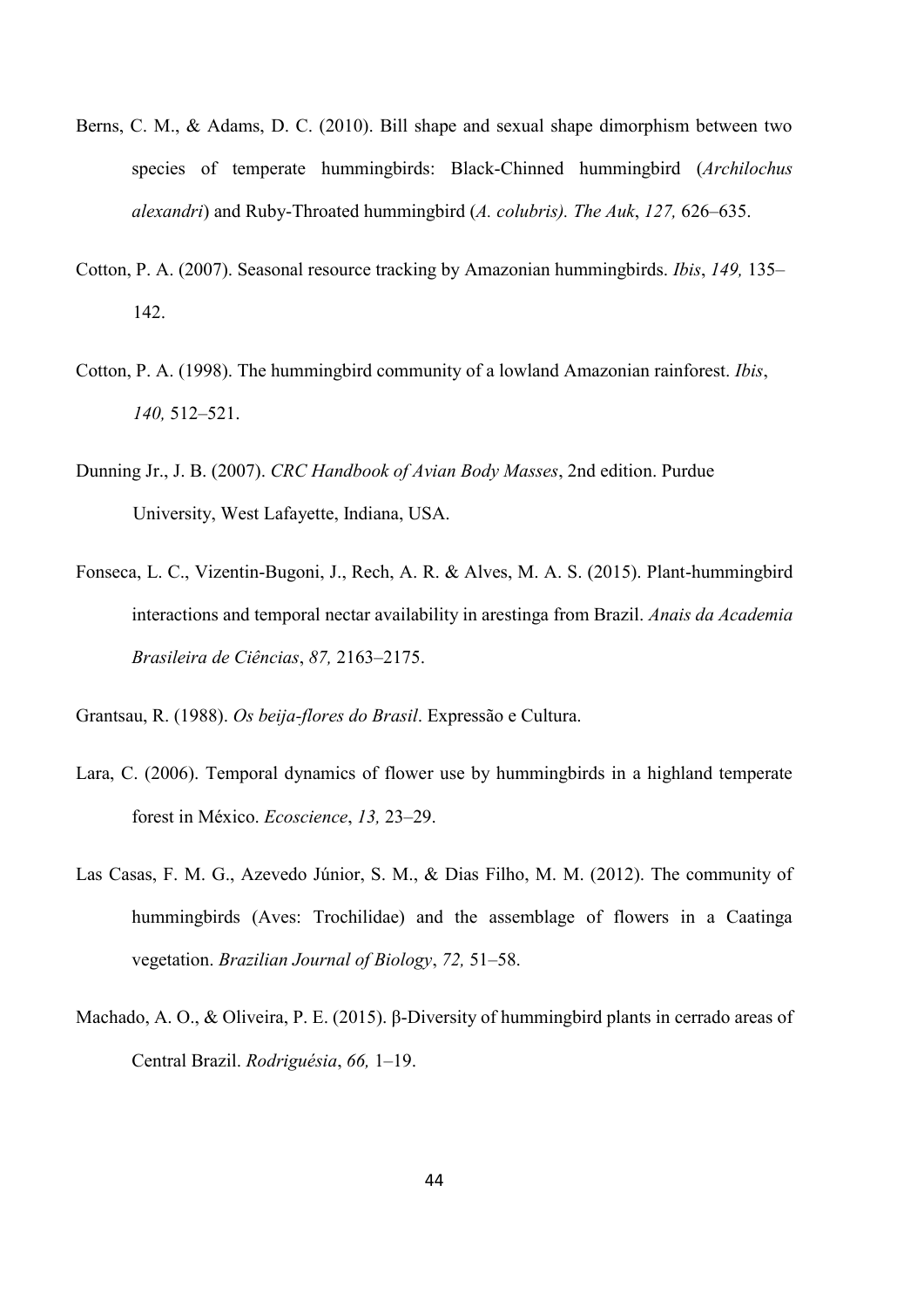Berns, C. M., & Adams, D. C. (2010). Bill shape and sexual shape dimorphism between two species of temperate hummingbirds: Black-Chinned hummingbird (*Archilochus alexandri*) and Ruby-Throated hummingbird (*A. colubris). The Auk*, *127,* 626–635.

Cotton, P. A. (2007). Seasonal resource tracking by Amazonian hummingbirds. *Ibis*, *149,* 135–142.

Cotton, P. A. (1998). The hummingbird community of a lowland Amazonian rainforest. *Ibis*, *140,* 512–521.

Dunning Jr., J. B. (2007). *CRC Handbook of Avian Body Masses*, 2nd edition. Purdue University, West Lafayette, Indiana, USA.

Fonseca, L. C., Vizentin-Bugoni, J., Rech, A. R. & Alves, M. A. S. (2015). Plant-hummingbird interactions and temporal nectar availability in arestinga from Brazil. *Anais da Academia Brasileira de Ciências*, *87,* 2163–2175.

Grantsau, R. (1988). *Os beija-flores do Brasil*. Expressão e Cultura.

Lara, C. (2006). Temporal dynamics of flower use by hummingbirds in a highland temperate forest in México. *Ecoscience*, *13,* 23–29.

Las Casas, F. M. G., Azevedo Júnior, S. M., & Dias Filho, M. M. (2012). The community of hummingbirds (Aves: Trochilidae) and the assemblage of flowers in a Caatinga vegetation. *Brazilian Journal of Biology*, *72,* 51–58.

Machado, A. O., & Oliveira, P. E. (2015). β-Diversity of hummingbird plants in cerrado areas of Central Brazil. *Rodriguésia*, *66,* 1–19.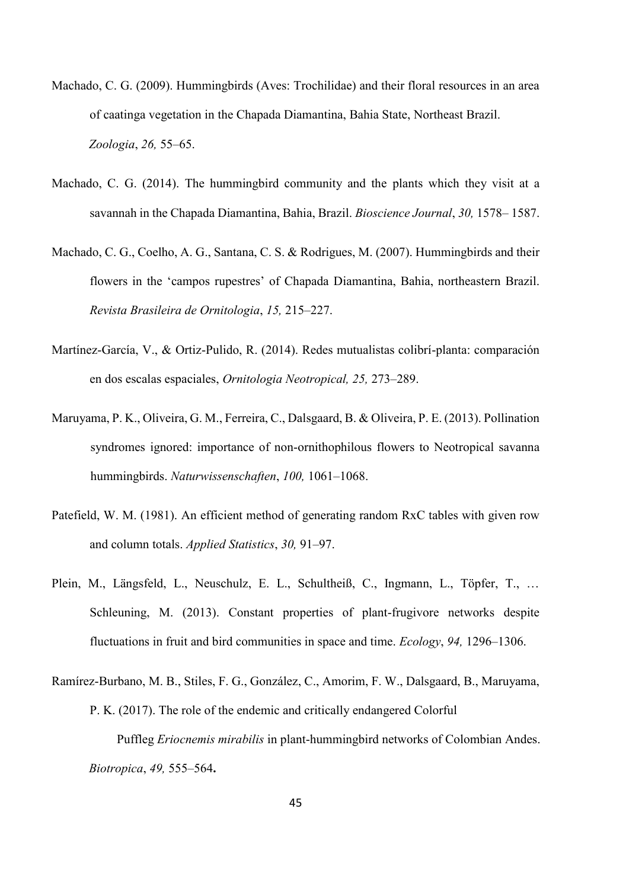Machado, C. G. (2009). Hummingbirds (Aves: Trochilidae) and their floral resources in an area of caatinga vegetation in the Chapada Diamantina, Bahia State, Northeast Brazil. *Zoologia*, *26,* 55–65.

Machado, C. G. (2014). The hummingbird community and the plants which they visit at a savannah in the Chapada Diamantina, Bahia, Brazil. *Bioscience Journal*, *30,* 1578– 1587.

Machado, C. G., Coelho, A. G., Santana, C. S. & Rodrigues, M. (2007). Hummingbirds and their flowers in the 'campos rupestres' of Chapada Diamantina, Bahia, northeastern Brazil. *Revista Brasileira de Ornitologia*, *15,* 215–227.

Martínez-García, V., & Ortiz-Pulido, R. (2014). Redes mutualistas colibrí-planta: comparación en dos escalas espaciales, *Ornitologia Neotropical, 25,* 273–289.

Maruyama, P. K., Oliveira, G. M., Ferreira, C., Dalsgaard, B. & Oliveira, P. E. (2013). Pollination syndromes ignored: importance of non-ornithophilous flowers to Neotropical savanna hummingbirds. *Naturwissenschaften*, *100,* 1061–1068.

Patefield, W. M. (1981). An efficient method of generating random RxC tables with given row and column totals. *Applied Statistics*, *30,* 91–97.

Plein, M., Längsfeld, L., Neuschulz, E. L., Schultheiß, C., Ingmann, L., Töpfer, T., … Schleuning, M. (2013). Constant properties of plant-frugivore networks despite fluctuations in fruit and bird communities in space and time. *Ecology*, *94,* 1296–1306.

Ramírez-Burbano, M. B., Stiles, F. G., González, C., Amorim, F. W., Dalsgaard, B., Maruyama, P. K. (2017). The role of the endemic and critically endangered Colorful Puffleg *Eriocnemis mirabilis* in plant-hummingbird networks of Colombian Andes. *Biotropica*, *49,* 555–564**.**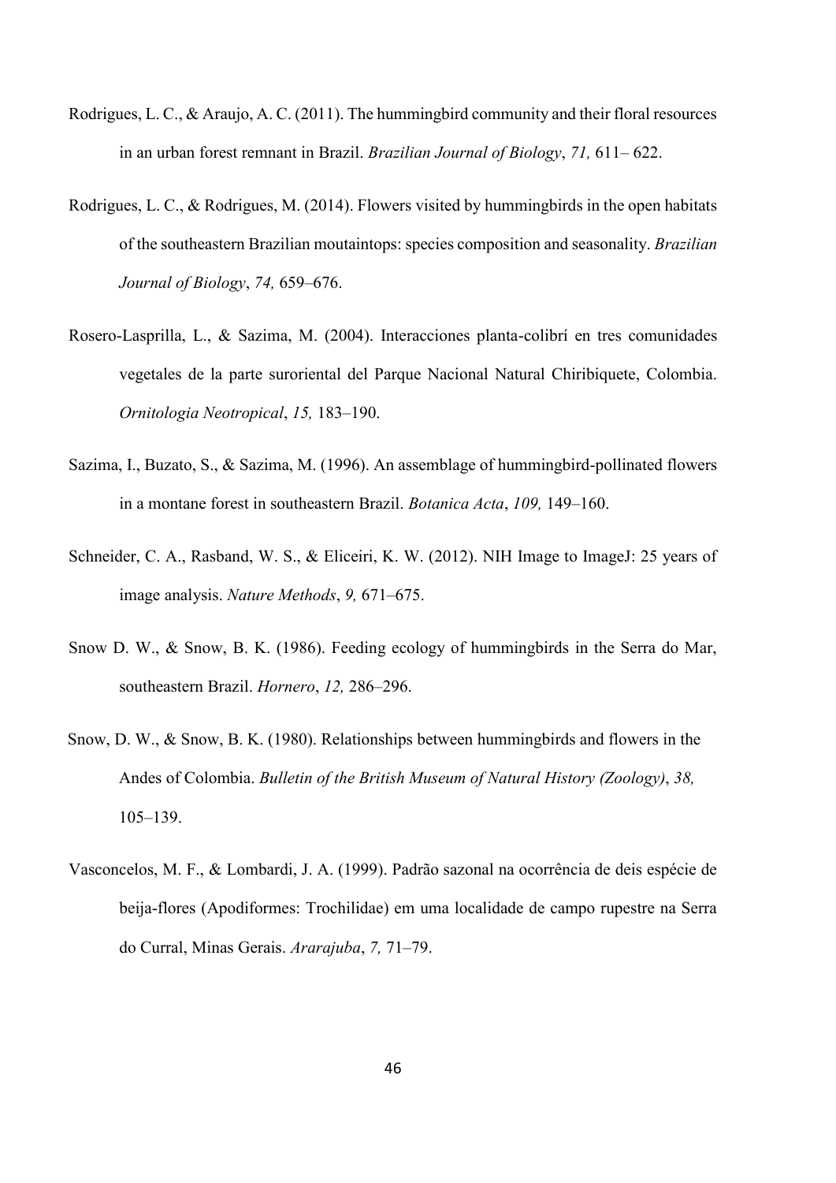Rodrigues, L. C., & Araujo, A. C. (2011). The hummingbird community and their floral resources in an urban forest remnant in Brazil. *Brazilian Journal of Biology*, *71,* 611– 622.

Rodrigues, L. C., & Rodrigues, M. (2014). Flowers visited by hummingbirds in the open habitats of the southeastern Brazilian moutaintops: species composition and seasonality. *Brazilian Journal of Biology*, *74,* 659–676.

Rosero-Lasprilla, L., & Sazima, M. (2004). Interacciones planta-colibrí en tres comunidades vegetales de la parte suroriental del Parque Nacional Natural Chiribiquete, Colombia. *Ornitologia Neotropical*, *15,* 183–190.

Sazima, I., Buzato, S., & Sazima, M. (1996). An assemblage of hummingbird-pollinated flowers in a montane forest in southeastern Brazil. *Botanica Acta*, *109,* 149–160.

Schneider, C. A., Rasband, W. S., & Eliceiri, K. W. (2012). NIH Image to ImageJ: 25 years of image analysis. *Nature Methods*, *9,* 671–675.

Snow D. W., & Snow, B. K. (1986). Feeding ecology of hummingbirds in the Serra do Mar, southeastern Brazil. *Hornero*, *12,* 286–296.

Snow, D. W., & Snow, B. K. (1980). Relationships between hummingbirds and flowers in the Andes of Colombia. *Bulletin of the British Museum of Natural History (Zoology)*, *38,* 105–139.

Vasconcelos, M. F., & Lombardi, J. A. (1999). Padrão sazonal na ocorrência de deis espécie de beija-flores (Apodiformes: Trochilidae) em uma localidade de campo rupestre na Serra do Curral, Minas Gerais. *Ararajuba*, *7,* 71–79.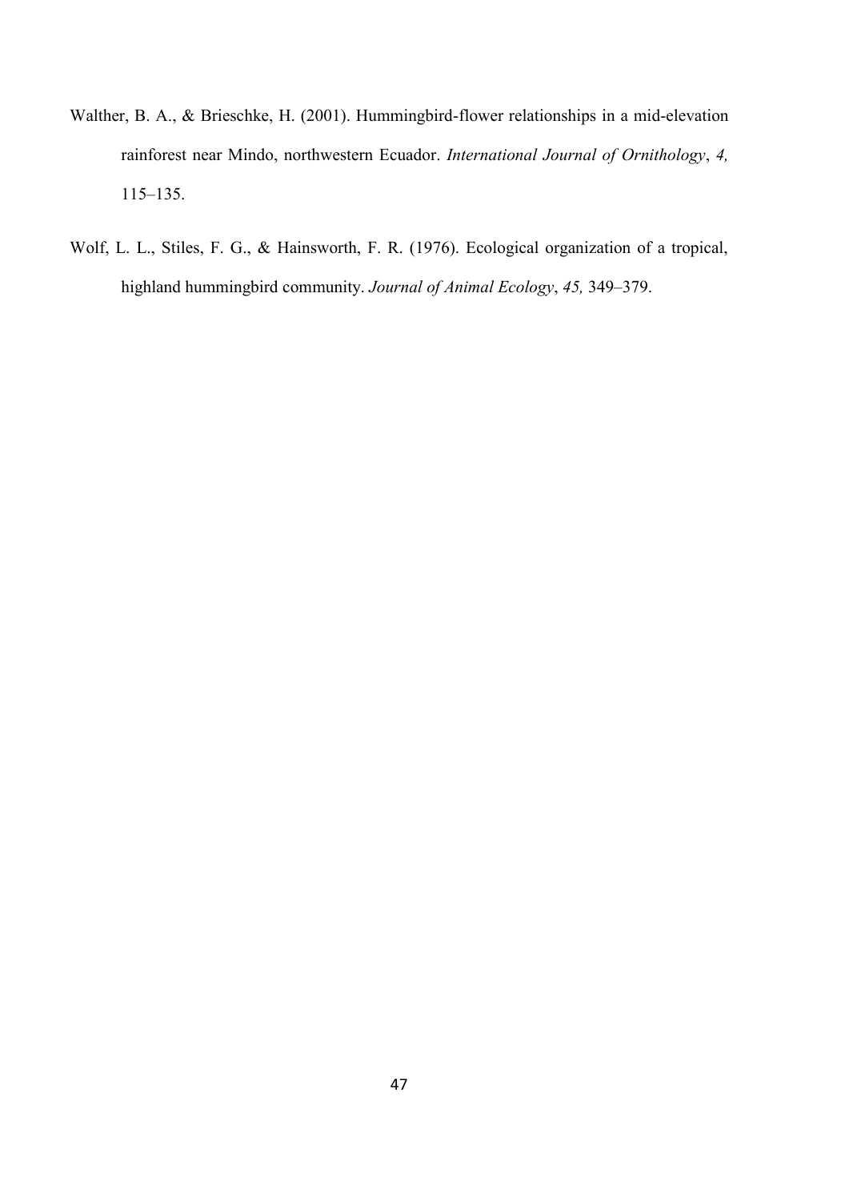Walther, B. A., & Brieschke, H. (2001). Hummingbird-flower relationships in a mid-elevation rainforest near Mindo, northwestern Ecuador. *International Journal of Ornithology*, *4,* 115–135.

Wolf, L. L., Stiles, F. G., & Hainsworth, F. R. (1976). Ecological organization of a tropical, highland hummingbird community. *Journal of Animal Ecology*, *45,* 349–379.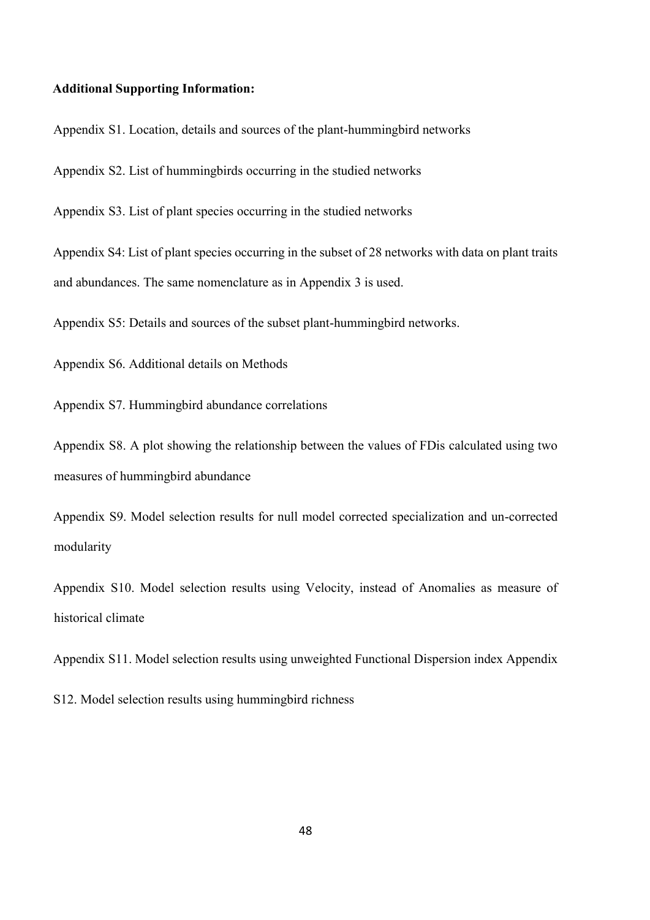**Additional Supporting Information:**

Appendix S1. Location, details and sources of the plant-hummingbird networks

Appendix S2. List of hummingbirds occurring in the studied networks

Appendix S3. List of plant species occurring in the studied networks

Appendix S4: List of plant species occurring in the subset of 28 networks with data on plant traits and abundances. The same nomenclature as in Appendix 3 is used.

Appendix S5: Details and sources of the subset plant-hummingbird networks.

Appendix S6. Additional details on Methods

Appendix S7. Hummingbird abundance correlations

Appendix S8. A plot showing the relationship between the values of FDis calculated using two measures of hummingbird abundance

Appendix S9. Model selection results for null model corrected specialization and un-corrected modularity

Appendix S10. Model selection results using Velocity, instead of Anomalies as measure of historical climate

Appendix S11. Model selection results using unweighted Functional Dispersion index Appendix S12. Model selection results using hummingbird richness